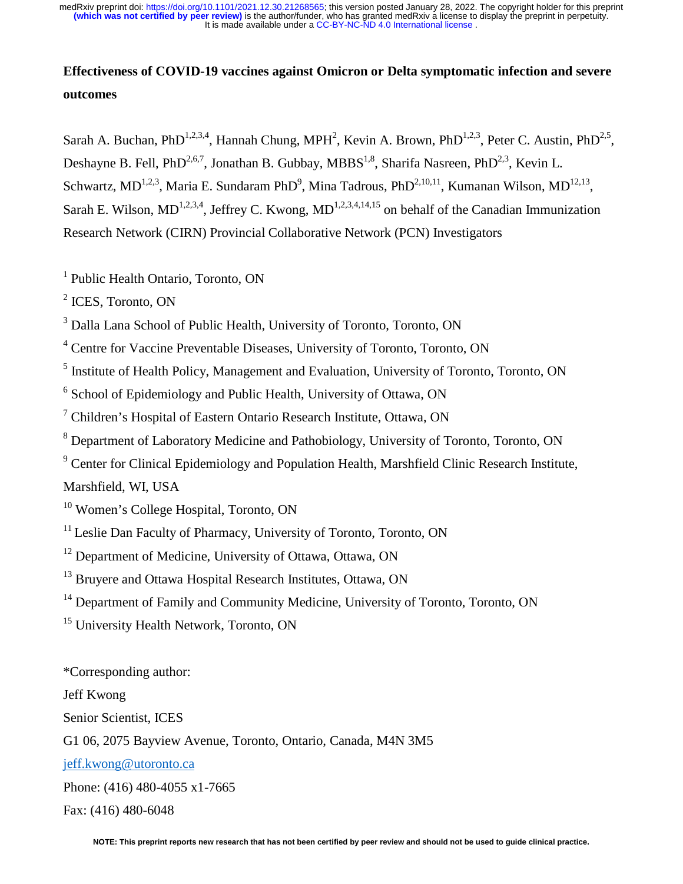# Effectiveness of COVID-19 vaccines against Omicron or Delta symptomatic infection and severe outcomes

Sarah A. Buchan, PhD[1,2,3,4], Hannah Chung, MPH[2], Kevin A. Brown, PhD[1,2,3], Peter C. Austin, PhD[2,5], Deshayne B. Fell, PhD[2,6,7], Jonathan B. Gubbay, MBBS[1,8], Sharifa Nasreen, PhD[2,3], Kevin L. Schwartz, MD[1,2,3], Maria E. Sundaram PhD[9], Mina Tadrous, PhD[2,10,11], Kumanan Wilson, MD[12,13], Sarah E. Wilson, MD[1,2,3,4], Jeffrey C. Kwong, MD[1,2,3,4,14,15] on behalf of the Canadian Immunization Research Network (CIRN) Provincial Collaborative Network (PCN) Investigators

[1] Public Health Ontario, Toronto, ON

[2] ICES, Toronto, ON

[3] Dalla Lana School of Public Health, University of Toronto, Toronto, ON

[4] Centre for Vaccine Preventable Diseases, University of Toronto, Toronto, ON

[5] Institute of Health Policy, Management and Evaluation, University of Toronto, Toronto, ON

[6] School of Epidemiology and Public Health, University of Ottawa, ON

[7] Children's Hospital of Eastern Ontario Research Institute, Ottawa, ON

[8] Department of Laboratory Medicine and Pathobiology, University of Toronto, Toronto, ON

[9] Center for Clinical Epidemiology and Population Health, Marshfield Clinic Research Institute, Marshfield, WI, USA

[10] Women's College Hospital, Toronto, ON

[11] Leslie Dan Faculty of Pharmacy, University of Toronto, Toronto, ON

[12] Department of Medicine, University of Ottawa, Ottawa, ON

[13] Bruyere and Ottawa Hospital Research Institutes, Ottawa, ON

[14] Department of Family and Community Medicine, University of Toronto, Toronto, ON

[15] University Health Network, Toronto, ON

*Corresponding author:

Jeff Kwong

Senior Scientist, ICES

G1 06, 2075 Bayview Avenue, Toronto, Ontario, Canada, M4N 3M5

jeff.kwong@utoronto.ca

Phone: (416) 480-4055 x1-7665

Fax: (416) 480-6048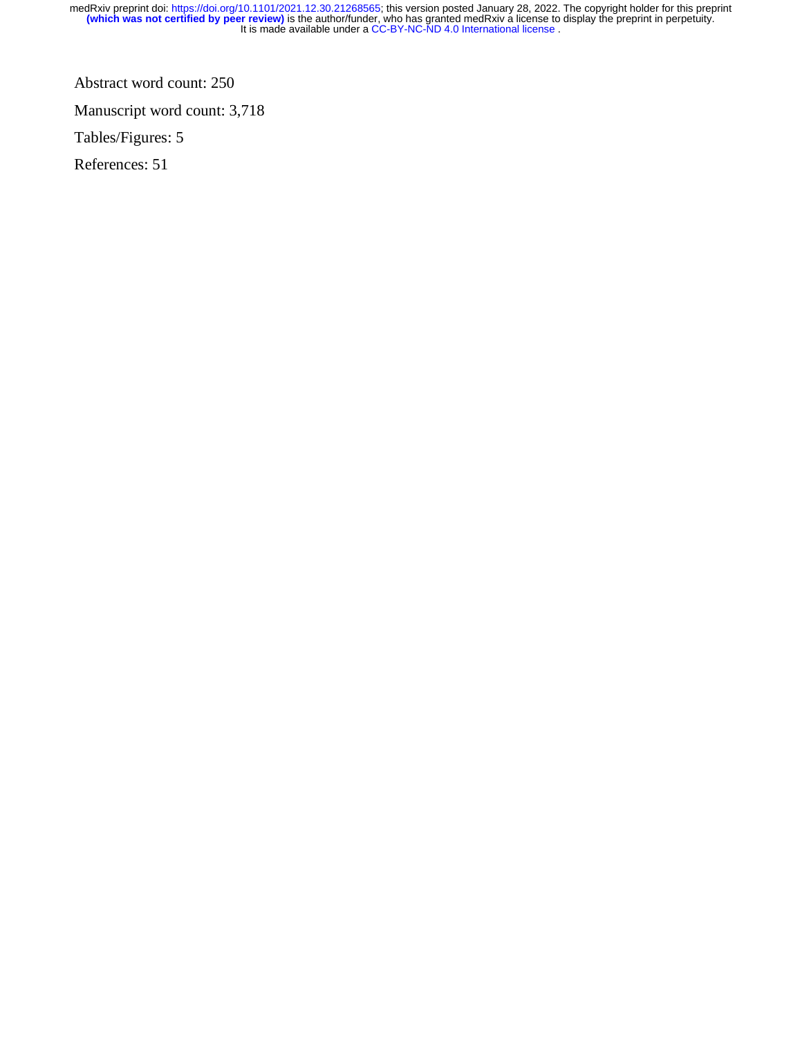Abstract word count: 250

Manuscript word count: 3,718

Tables/Figures: 5

References: 51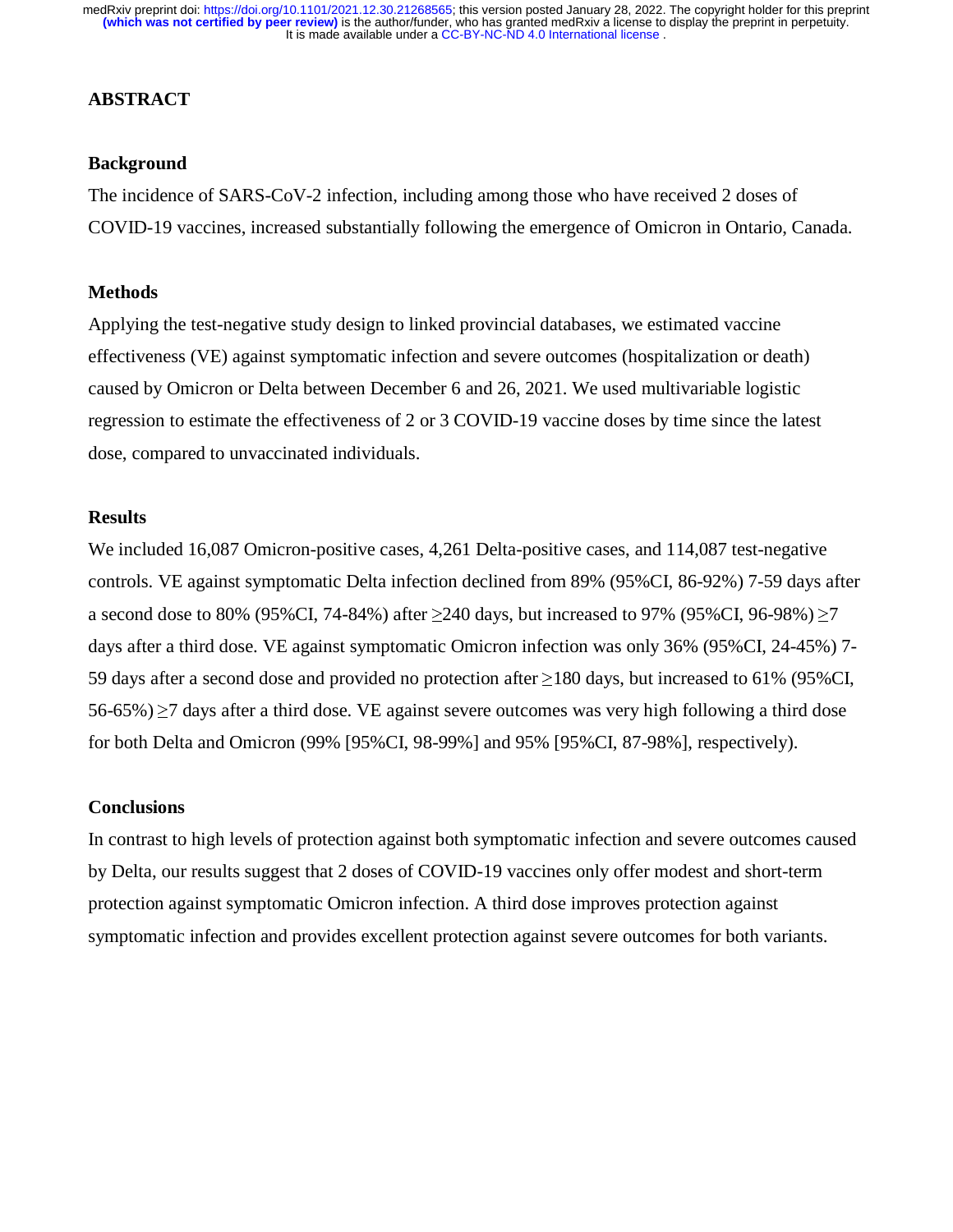## ABSTRACT

### Background

The incidence of SARS-CoV-2 infection, including among those who have received 2 doses of COVID-19 vaccines, increased substantially following the emergence of Omicron in Ontario, Canada.

### Methods

Applying the test-negative study design to linked provincial databases, we estimated vaccine effectiveness (VE) against symptomatic infection and severe outcomes (hospitalization or death) caused by Omicron or Delta between December 6 and 26, 2021. We used multivariable logistic regression to estimate the effectiveness of 2 or 3 COVID-19 vaccine doses by time since the latest dose, compared to unvaccinated individuals.

### Results

We included 16,087 Omicron-positive cases, 4,261 Delta-positive cases, and 114,087 test-negative controls. VE against symptomatic Delta infection declined from 89% (95%CI, 86-92%) 7-59 days after a second dose to 80% (95%CI, 74-84%) after ≥240 days, but increased to 97% (95%CI, 96-98%) ≥7 days after a third dose. VE against symptomatic Omicron infection was only 36% (95%CI, 24-45%) 7-59 days after a second dose and provided no protection after ≥180 days, but increased to 61% (95%CI, 56-65%) ≥7 days after a third dose. VE against severe outcomes was very high following a third dose for both Delta and Omicron (99% [95%CI, 98-99%] and 95% [95%CI, 87-98%], respectively).

### Conclusions

In contrast to high levels of protection against both symptomatic infection and severe outcomes caused by Delta, our results suggest that 2 doses of COVID-19 vaccines only offer modest and short-term protection against symptomatic Omicron infection. A third dose improves protection against symptomatic infection and provides excellent protection against severe outcomes for both variants.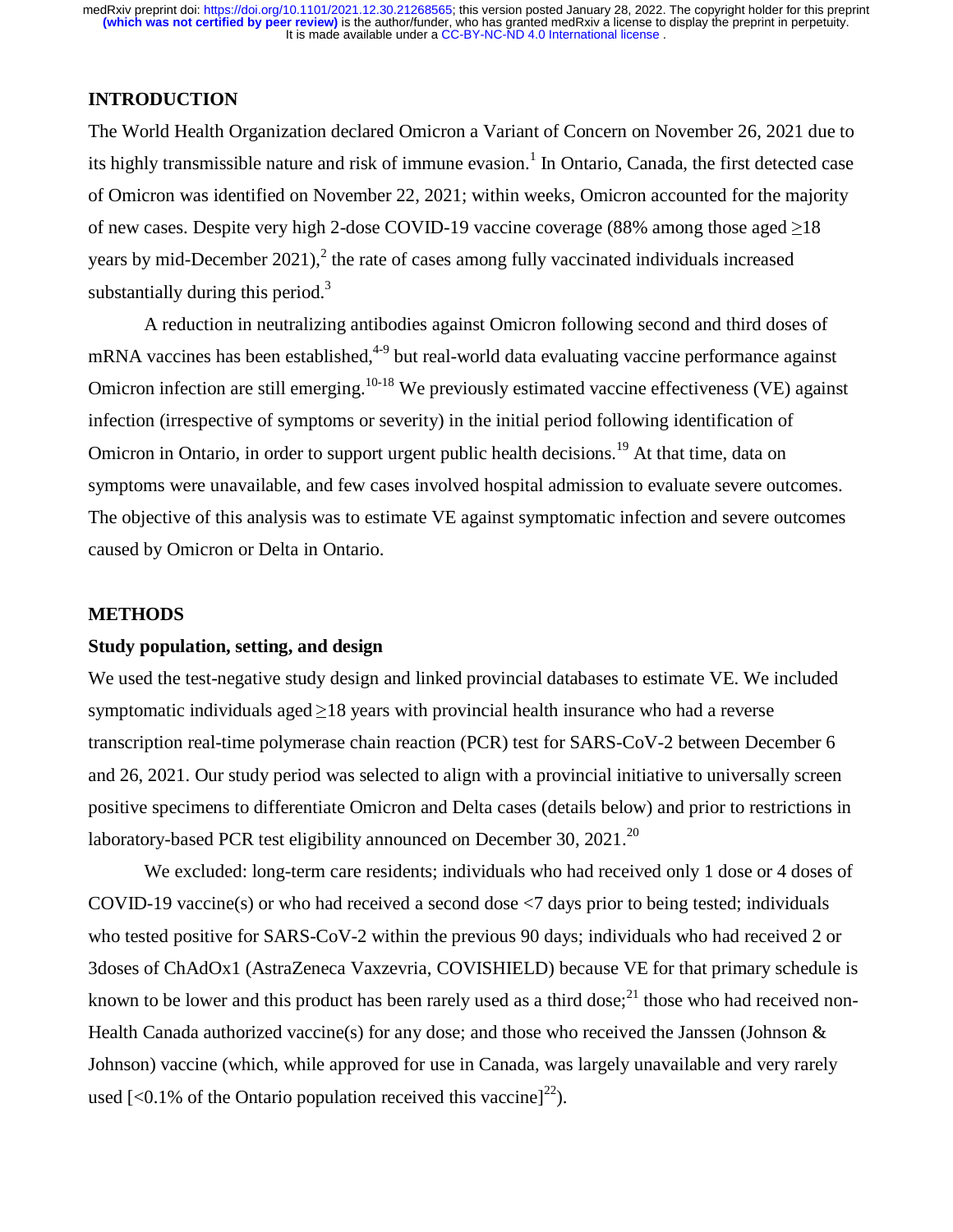## INTRODUCTION

The World Health Organization declared Omicron a Variant of Concern on November 26, 2021 due to its highly transmissible nature and risk of immune evasion.[1] In Ontario, Canada, the first detected case of Omicron was identified on November 22, 2021; within weeks, Omicron accounted for the majority of new cases. Despite very high 2-dose COVID-19 vaccine coverage (88% among those aged ≥18 years by mid-December 2021),[2] the rate of cases among fully vaccinated individuals increased substantially during this period.[3]

A reduction in neutralizing antibodies against Omicron following second and third doses of mRNA vaccines has been established,[4-9] but real-world data evaluating vaccine performance against Omicron infection are still emerging.[10-18] We previously estimated vaccine effectiveness (VE) against infection (irrespective of symptoms or severity) in the initial period following identification of Omicron in Ontario, in order to support urgent public health decisions.[19] At that time, data on symptoms were unavailable, and few cases involved hospital admission to evaluate severe outcomes. The objective of this analysis was to estimate VE against symptomatic infection and severe outcomes caused by Omicron or Delta in Ontario.

## METHODS

### Study population, setting, and design

We used the test-negative study design and linked provincial databases to estimate VE. We included symptomatic individuals aged ≥18 years with provincial health insurance who had a reverse transcription real-time polymerase chain reaction (PCR) test for SARS-CoV-2 between December 6 and 26, 2021. Our study period was selected to align with a provincial initiative to universally screen positive specimens to differentiate Omicron and Delta cases (details below) and prior to restrictions in laboratory-based PCR test eligibility announced on December 30, 2021.[20]

We excluded: long-term care residents; individuals who had received only 1 dose or 4 doses of COVID-19 vaccine(s) or who had received a second dose <7 days prior to being tested; individuals who tested positive for SARS-CoV-2 within the previous 90 days; individuals who had received 2 or 3doses of ChAdOx1 (AstraZeneca Vaxzevria, COVISHIELD) because VE for that primary schedule is known to be lower and this product has been rarely used as a third dose;[21] those who had received non-Health Canada authorized vaccine(s) for any dose; and those who received the Janssen (Johnson & Johnson) vaccine (which, while approved for use in Canada, was largely unavailable and very rarely used [<0.1% of the Ontario population received this vaccine][22]).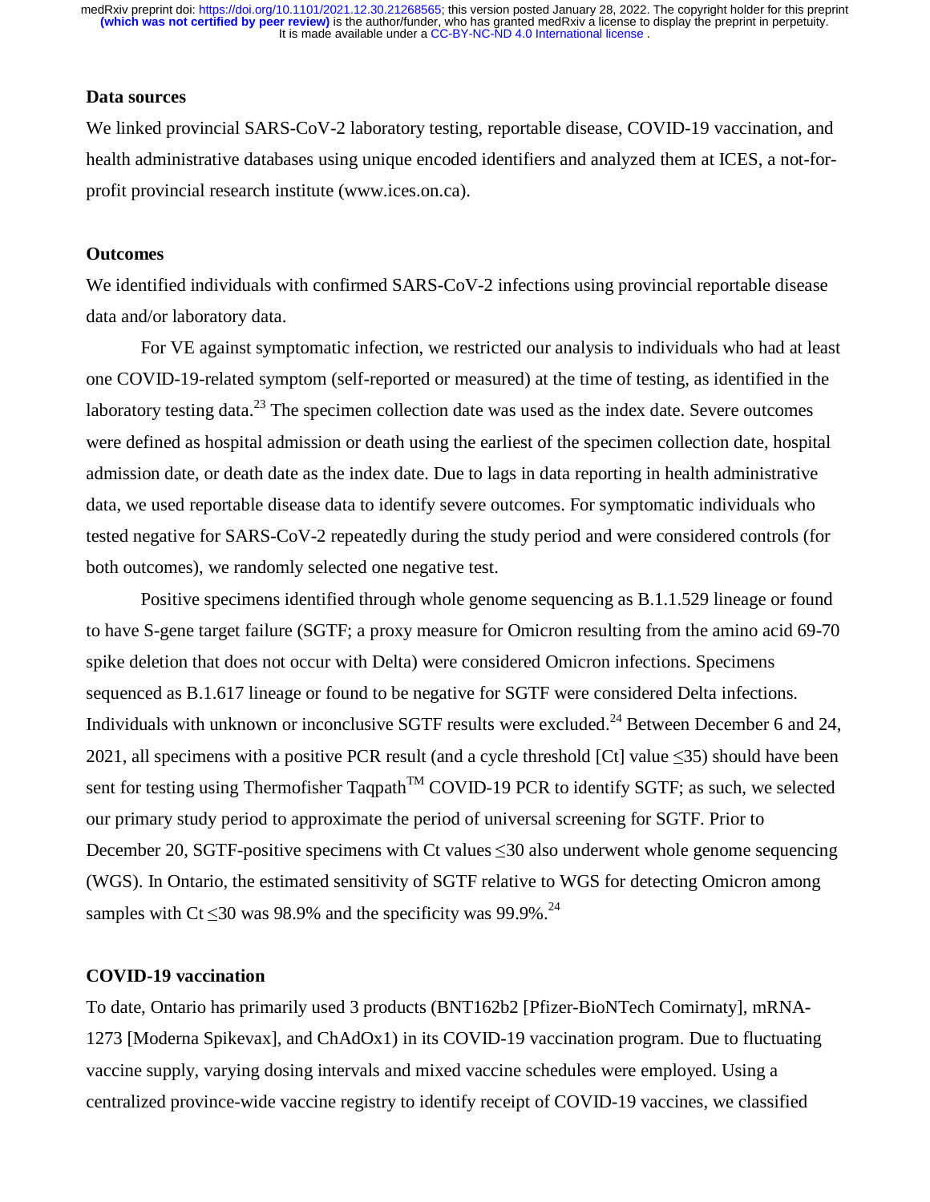## Data sources

We linked provincial SARS-CoV-2 laboratory testing, reportable disease, COVID-19 vaccination, and health administrative databases using unique encoded identifiers and analyzed them at ICES, a not-for-profit provincial research institute (www.ices.on.ca).

## Outcomes

We identified individuals with confirmed SARS-CoV-2 infections using provincial reportable disease data and/or laboratory data.

For VE against symptomatic infection, we restricted our analysis to individuals who had at least one COVID-19-related symptom (self-reported or measured) at the time of testing, as identified in the laboratory testing data.[23] The specimen collection date was used as the index date. Severe outcomes were defined as hospital admission or death using the earliest of the specimen collection date, hospital admission date, or death date as the index date. Due to lags in data reporting in health administrative data, we used reportable disease data to identify severe outcomes. For symptomatic individuals who tested negative for SARS-CoV-2 repeatedly during the study period and were considered controls (for both outcomes), we randomly selected one negative test.

Positive specimens identified through whole genome sequencing as B.1.1.529 lineage or found to have S-gene target failure (SGTF; a proxy measure for Omicron resulting from the amino acid 69-70 spike deletion that does not occur with Delta) were considered Omicron infections. Specimens sequenced as B.1.617 lineage or found to be negative for SGTF were considered Delta infections. Individuals with unknown or inconclusive SGTF results were excluded.[24] Between December 6 and 24, 2021, all specimens with a positive PCR result (and a cycle threshold [Ct] value $\leq$35) should have been sent for testing using Thermofisher Taqpath™ COVID-19 PCR to identify SGTF; as such, we selected our primary study period to approximate the period of universal screening for SGTF. Prior to December 20, SGTF-positive specimens with Ct values $\leq$30 also underwent whole genome sequencing (WGS). In Ontario, the estimated sensitivity of SGTF relative to WGS for detecting Omicron among samples with Ct $\leq$30 was 98.9% and the specificity was 99.9%.[24]

## COVID-19 vaccination

To date, Ontario has primarily used 3 products (BNT162b2 [Pfizer-BioNTech Comirnaty], mRNA-1273 [Moderna Spikevax], and ChAdOx1) in its COVID-19 vaccination program. Due to fluctuating vaccine supply, varying dosing intervals and mixed vaccine schedules were employed. Using a centralized province-wide vaccine registry to identify receipt of COVID-19 vaccines, we classified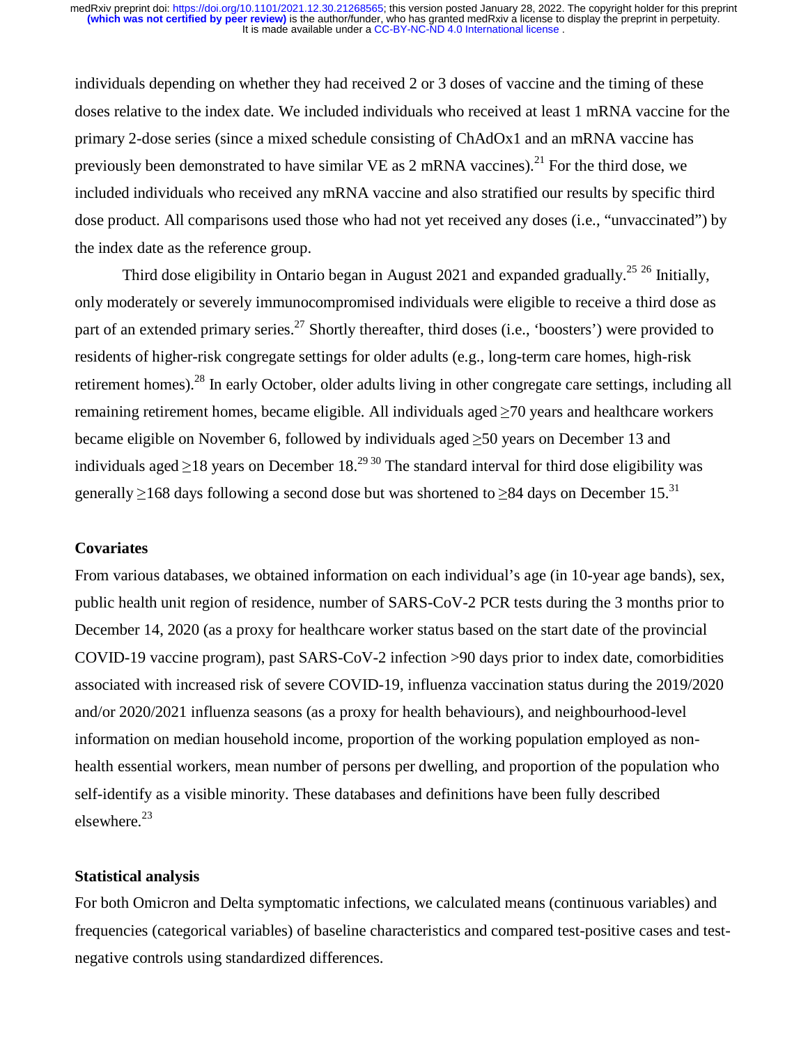individuals depending on whether they had received 2 or 3 doses of vaccine and the timing of these doses relative to the index date. We included individuals who received at least 1 mRNA vaccine for the primary 2-dose series (since a mixed schedule consisting of ChAdOx1 and an mRNA vaccine has previously been demonstrated to have similar VE as 2 mRNA vaccines).[21] For the third dose, we included individuals who received any mRNA vaccine and also stratified our results by specific third dose product. All comparisons used those who had not yet received any doses (i.e., "unvaccinated") by the index date as the reference group.

Third dose eligibility in Ontario began in August 2021 and expanded gradually.[25,26] Initially, only moderately or severely immunocompromised individuals were eligible to receive a third dose as part of an extended primary series.[27] Shortly thereafter, third doses (i.e., 'boosters') were provided to residents of higher-risk congregate settings for older adults (e.g., long-term care homes, high-risk retirement homes).[28] In early October, older adults living in other congregate care settings, including all remaining retirement homes, became eligible. All individuals aged ≥70 years and healthcare workers became eligible on November 6, followed by individuals aged ≥50 years on December 13 and individuals aged ≥18 years on December 18.[29,30] The standard interval for third dose eligibility was generally ≥168 days following a second dose but was shortened to ≥84 days on December 15.[31]

**Covariates**

From various databases, we obtained information on each individual's age (in 10-year age bands), sex, public health unit region of residence, number of SARS-CoV-2 PCR tests during the 3 months prior to December 14, 2020 (as a proxy for healthcare worker status based on the start date of the provincial COVID-19 vaccine program), past SARS-CoV-2 infection >90 days prior to index date, comorbidities associated with increased risk of severe COVID-19, influenza vaccination status during the 2019/2020 and/or 2020/2021 influenza seasons (as a proxy for health behaviours), and neighbourhood-level information on median household income, proportion of the working population employed as non-health essential workers, mean number of persons per dwelling, and proportion of the population who self-identify as a visible minority. These databases and definitions have been fully described elsewhere.[23]

**Statistical analysis**

For both Omicron and Delta symptomatic infections, we calculated means (continuous variables) and frequencies (categorical variables) of baseline characteristics and compared test-positive cases and test-negative controls using standardized differences.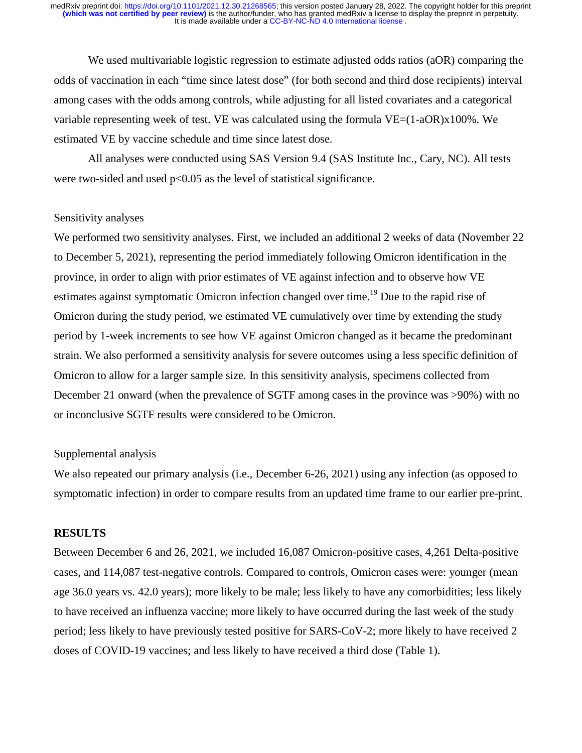We used multivariable logistic regression to estimate adjusted odds ratios (aOR) comparing the odds of vaccination in each "time since latest dose" (for both second and third dose recipients) interval among cases with the odds among controls, while adjusting for all listed covariates and a categorical variable representing week of test. VE was calculated using the formula VE=(1-aOR)x100%. We estimated VE by vaccine schedule and time since latest dose.

All analyses were conducted using SAS Version 9.4 (SAS Institute Inc., Cary, NC). All tests were two-sided and used $p<0.05$ as the level of statistical significance.

Sensitivity analyses

We performed two sensitivity analyses. First, we included an additional 2 weeks of data (November 22 to December 5, 2021), representing the period immediately following Omicron identification in the province, in order to align with prior estimates of VE against infection and to observe how VE estimates against symptomatic Omicron infection changed over time.[19] Due to the rapid rise of Omicron during the study period, we estimated VE cumulatively over time by extending the study period by 1-week increments to see how VE against Omicron changed as it became the predominant strain. We also performed a sensitivity analysis for severe outcomes using a less specific definition of Omicron to allow for a larger sample size. In this sensitivity analysis, specimens collected from December 21 onward (when the prevalence of SGTF among cases in the province was >90%) with no or inconclusive SGTF results were considered to be Omicron.

Supplemental analysis

We also repeated our primary analysis (i.e., December 6-26, 2021) using any infection (as opposed to symptomatic infection) in order to compare results from an updated time frame to our earlier pre-print.

## RESULTS

Between December 6 and 26, 2021, we included 16,087 Omicron-positive cases, 4,261 Delta-positive cases, and 114,087 test-negative controls. Compared to controls, Omicron cases were: younger (mean age 36.0 years vs. 42.0 years); more likely to be male; less likely to have any comorbidities; less likely to have received an influenza vaccine; more likely to have occurred during the last week of the study period; less likely to have previously tested positive for SARS-CoV-2; more likely to have received 2 doses of COVID-19 vaccines; and less likely to have received a third dose (Table 1).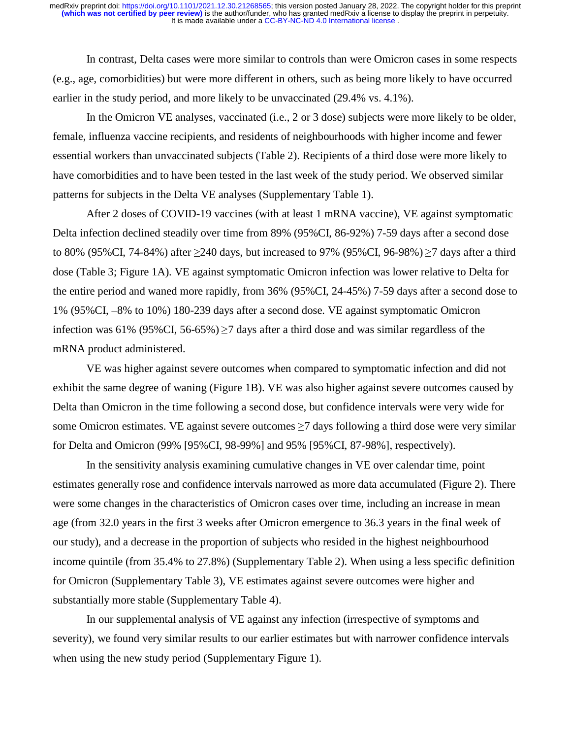In contrast, Delta cases were more similar to controls than were Omicron cases in some respects (e.g., age, comorbidities) but were more different in others, such as being more likely to have occurred earlier in the study period, and more likely to be unvaccinated (29.4% vs. 4.1%).

In the Omicron VE analyses, vaccinated (i.e., 2 or 3 dose) subjects were more likely to be older, female, influenza vaccine recipients, and residents of neighbourhoods with higher income and fewer essential workers than unvaccinated subjects (Table 2). Recipients of a third dose were more likely to have comorbidities and to have been tested in the last week of the study period. We observed similar patterns for subjects in the Delta VE analyses (Supplementary Table 1).

After 2 doses of COVID-19 vaccines (with at least 1 mRNA vaccine), VE against symptomatic Delta infection declined steadily over time from 89% (95%CI, 86-92%) 7-59 days after a second dose to 80% (95%CI, 74-84%) after ≥240 days, but increased to 97% (95%CI, 96-98%) ≥7 days after a third dose (Table 3; Figure 1A). VE against symptomatic Omicron infection was lower relative to Delta for the entire period and waned more rapidly, from 36% (95%CI, 24-45%) 7-59 days after a second dose to 1% (95%CI, –8% to 10%) 180-239 days after a second dose. VE against symptomatic Omicron infection was 61% (95%CI, 56-65%) ≥7 days after a third dose and was similar regardless of the mRNA product administered.

VE was higher against severe outcomes when compared to symptomatic infection and did not exhibit the same degree of waning (Figure 1B). VE was also higher against severe outcomes caused by Delta than Omicron in the time following a second dose, but confidence intervals were very wide for some Omicron estimates. VE against severe outcomes ≥7 days following a third dose were very similar for Delta and Omicron (99% [95%CI, 98-99%] and 95% [95%CI, 87-98%], respectively).

In the sensitivity analysis examining cumulative changes in VE over calendar time, point estimates generally rose and confidence intervals narrowed as more data accumulated (Figure 2). There were some changes in the characteristics of Omicron cases over time, including an increase in mean age (from 32.0 years in the first 3 weeks after Omicron emergence to 36.3 years in the final week of our study), and a decrease in the proportion of subjects who resided in the highest neighbourhood income quintile (from 35.4% to 27.8%) (Supplementary Table 2). When using a less specific definition for Omicron (Supplementary Table 3), VE estimates against severe outcomes were higher and substantially more stable (Supplementary Table 4).

In our supplemental analysis of VE against any infection (irrespective of symptoms and severity), we found very similar results to our earlier estimates but with narrower confidence intervals when using the new study period (Supplementary Figure 1).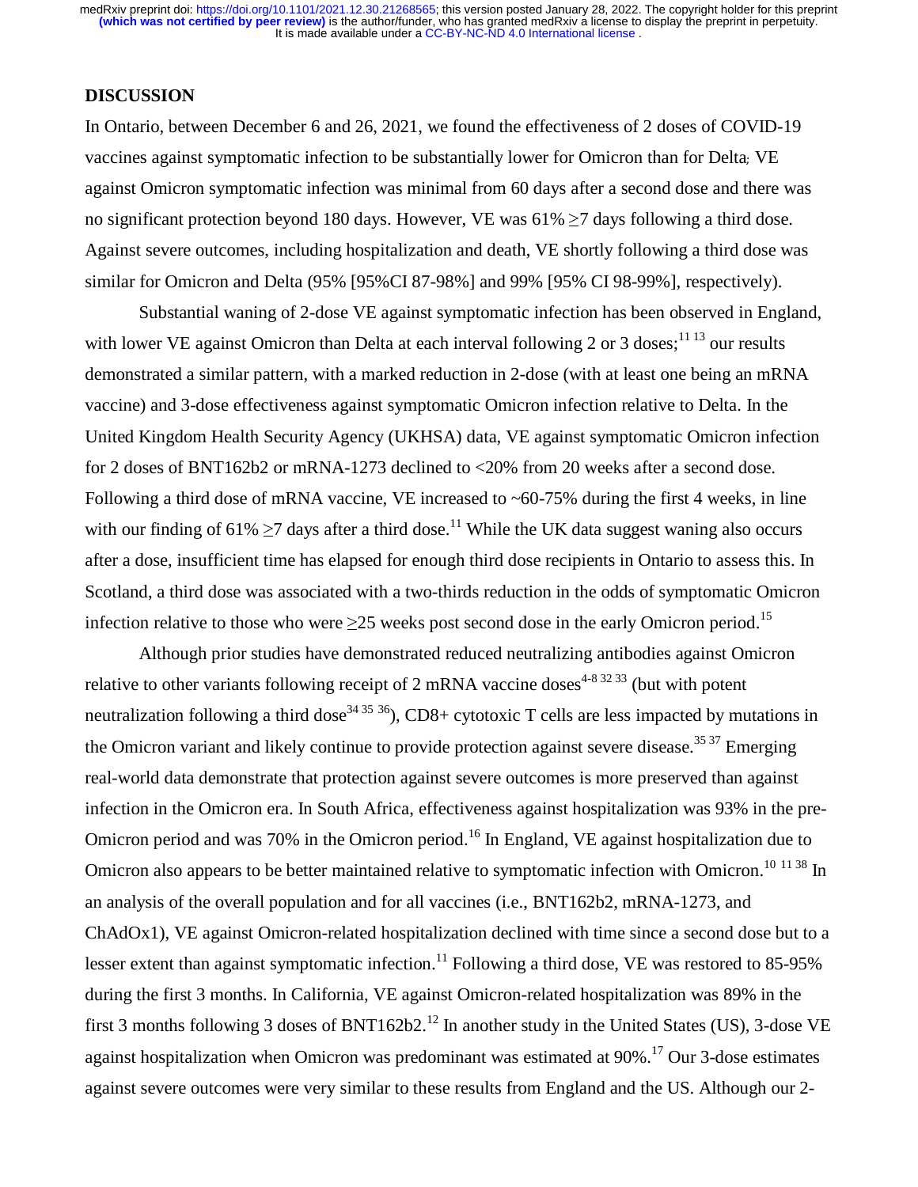## DISCUSSION

In Ontario, between December 6 and 26, 2021, we found the effectiveness of 2 doses of COVID-19 vaccines against symptomatic infection to be substantially lower for Omicron than for Delta; VE against Omicron symptomatic infection was minimal from 60 days after a second dose and there was no significant protection beyond 180 days. However, VE was 61% ≥7 days following a third dose. Against severe outcomes, including hospitalization and death, VE shortly following a third dose was similar for Omicron and Delta (95% [95%CI 87-98%] and 99% [95% CI 98-99%], respectively).

Substantial waning of 2-dose VE against symptomatic infection has been observed in England, with lower VE against Omicron than Delta at each interval following 2 or 3 doses;[11 13] our results demonstrated a similar pattern, with a marked reduction in 2-dose (with at least one being an mRNA vaccine) and 3-dose effectiveness against symptomatic Omicron infection relative to Delta. In the United Kingdom Health Security Agency (UKHSA) data, VE against symptomatic Omicron infection for 2 doses of BNT162b2 or mRNA-1273 declined to <20% from 20 weeks after a second dose. Following a third dose of mRNA vaccine, VE increased to ~60-75% during the first 4 weeks, in line with our finding of 61% ≥7 days after a third dose.[11] While the UK data suggest waning also occurs after a dose, insufficient time has elapsed for enough third dose recipients in Ontario to assess this. In Scotland, a third dose was associated with a two-thirds reduction in the odds of symptomatic Omicron infection relative to those who were ≥25 weeks post second dose in the early Omicron period.[15]

Although prior studies have demonstrated reduced neutralizing antibodies against Omicron relative to other variants following receipt of 2 mRNA vaccine doses[4-8 32 33] (but with potent neutralization following a third dose[34 35 36]), CD8+ cytotoxic T cells are less impacted by mutations in the Omicron variant and likely continue to provide protection against severe disease.[35 37] Emerging real-world data demonstrate that protection against severe outcomes is more preserved than against infection in the Omicron era. In South Africa, effectiveness against hospitalization was 93% in the pre-Omicron period and was 70% in the Omicron period.[16] In England, VE against hospitalization due to Omicron also appears to be better maintained relative to symptomatic infection with Omicron.[10 11 38] In an analysis of the overall population and for all vaccines (i.e., BNT162b2, mRNA-1273, and ChAdOx1), VE against Omicron-related hospitalization declined with time since a second dose but to a lesser extent than against symptomatic infection.[11] Following a third dose, VE was restored to 85-95% during the first 3 months. In California, VE against Omicron-related hospitalization was 89% in the first 3 months following 3 doses of BNT162b2.[12] In another study in the United States (US), 3-dose VE against hospitalization when Omicron was predominant was estimated at 90%.[17] Our 3-dose estimates against severe outcomes were very similar to these results from England and the US. Although our 2-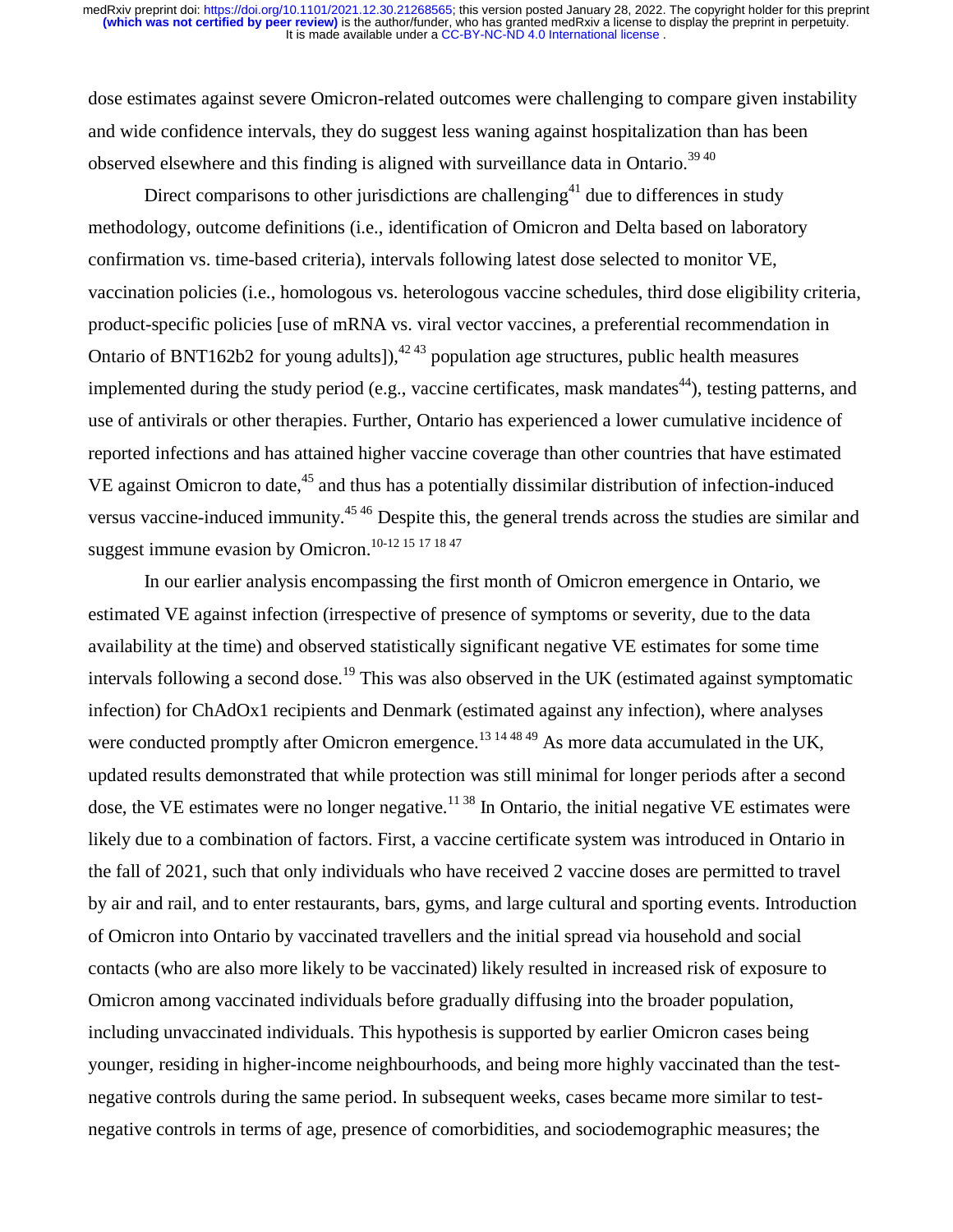dose estimates against severe Omicron-related outcomes were challenging to compare given instability and wide confidence intervals, they do suggest less waning against hospitalization than has been observed elsewhere and this finding is aligned with surveillance data in Ontario.[39 40]

Direct comparisons to other jurisdictions are challenging[41] due to differences in study methodology, outcome definitions (i.e., identification of Omicron and Delta based on laboratory confirmation vs. time-based criteria), intervals following latest dose selected to monitor VE, vaccination policies (i.e., homologous vs. heterologous vaccine schedules, third dose eligibility criteria, product-specific policies [use of mRNA vs. viral vector vaccines, a preferential recommendation in Ontario of BNT162b2 for young adults]),[42 43] population age structures, public health measures implemented during the study period (e.g., vaccine certificates, mask mandates[44]), testing patterns, and use of antivirals or other therapies. Further, Ontario has experienced a lower cumulative incidence of reported infections and has attained higher vaccine coverage than other countries that have estimated VE against Omicron to date,[45] and thus has a potentially dissimilar distribution of infection-induced versus vaccine-induced immunity.[45 46] Despite this, the general trends across the studies are similar and suggest immune evasion by Omicron.[10-12 15 17 18 47]

In our earlier analysis encompassing the first month of Omicron emergence in Ontario, we estimated VE against infection (irrespective of presence of symptoms or severity, due to the data availability at the time) and observed statistically significant negative VE estimates for some time intervals following a second dose.[19] This was also observed in the UK (estimated against symptomatic infection) for ChAdOx1 recipients and Denmark (estimated against any infection), where analyses were conducted promptly after Omicron emergence.[13 14 48 49] As more data accumulated in the UK, updated results demonstrated that while protection was still minimal for longer periods after a second dose, the VE estimates were no longer negative.[11 38] In Ontario, the initial negative VE estimates were likely due to a combination of factors. First, a vaccine certificate system was introduced in Ontario in the fall of 2021, such that only individuals who have received 2 vaccine doses are permitted to travel by air and rail, and to enter restaurants, bars, gyms, and large cultural and sporting events. Introduction of Omicron into Ontario by vaccinated travellers and the initial spread via household and social contacts (who are also more likely to be vaccinated) likely resulted in increased risk of exposure to Omicron among vaccinated individuals before gradually diffusing into the broader population, including unvaccinated individuals. This hypothesis is supported by earlier Omicron cases being younger, residing in higher-income neighbourhoods, and being more highly vaccinated than the test-negative controls during the same period. In subsequent weeks, cases became more similar to test-negative controls in terms of age, presence of comorbidities, and sociodemographic measures; the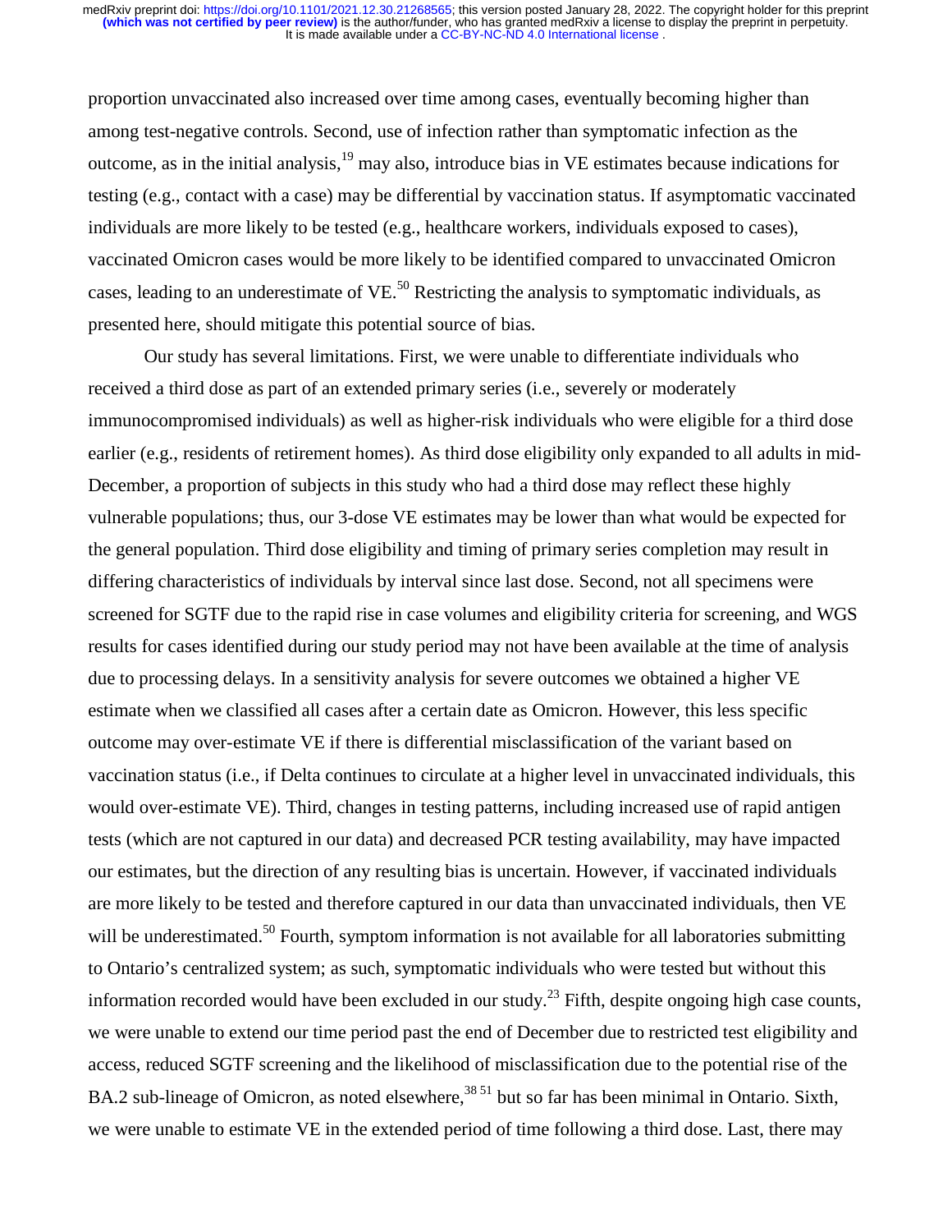proportion unvaccinated also increased over time among cases, eventually becoming higher than among test-negative controls. Second, use of infection rather than symptomatic infection as the outcome, as in the initial analysis,[19] may also, introduce bias in VE estimates because indications for testing (e.g., contact with a case) may be differential by vaccination status. If asymptomatic vaccinated individuals are more likely to be tested (e.g., healthcare workers, individuals exposed to cases), vaccinated Omicron cases would be more likely to be identified compared to unvaccinated Omicron cases, leading to an underestimate of VE.[50] Restricting the analysis to symptomatic individuals, as presented here, should mitigate this potential source of bias.

Our study has several limitations. First, we were unable to differentiate individuals who received a third dose as part of an extended primary series (i.e., severely or moderately immunocompromised individuals) as well as higher-risk individuals who were eligible for a third dose earlier (e.g., residents of retirement homes). As third dose eligibility only expanded to all adults in mid-December, a proportion of subjects in this study who had a third dose may reflect these highly vulnerable populations; thus, our 3-dose VE estimates may be lower than what would be expected for the general population. Third dose eligibility and timing of primary series completion may result in differing characteristics of individuals by interval since last dose. Second, not all specimens were screened for SGTF due to the rapid rise in case volumes and eligibility criteria for screening, and WGS results for cases identified during our study period may not have been available at the time of analysis due to processing delays. In a sensitivity analysis for severe outcomes we obtained a higher VE estimate when we classified all cases after a certain date as Omicron. However, this less specific outcome may over-estimate VE if there is differential misclassification of the variant based on vaccination status (i.e., if Delta continues to circulate at a higher level in unvaccinated individuals, this would over-estimate VE). Third, changes in testing patterns, including increased use of rapid antigen tests (which are not captured in our data) and decreased PCR testing availability, may have impacted our estimates, but the direction of any resulting bias is uncertain. However, if vaccinated individuals are more likely to be tested and therefore captured in our data than unvaccinated individuals, then VE will be underestimated.[50] Fourth, symptom information is not available for all laboratories submitting to Ontario's centralized system; as such, symptomatic individuals who were tested but without this information recorded would have been excluded in our study.[23] Fifth, despite ongoing high case counts, we were unable to extend our time period past the end of December due to restricted test eligibility and access, reduced SGTF screening and the likelihood of misclassification due to the potential rise of the BA.2 sub-lineage of Omicron, as noted elsewhere,[38,51] but so far has been minimal in Ontario. Sixth, we were unable to estimate VE in the extended period of time following a third dose. Last, there may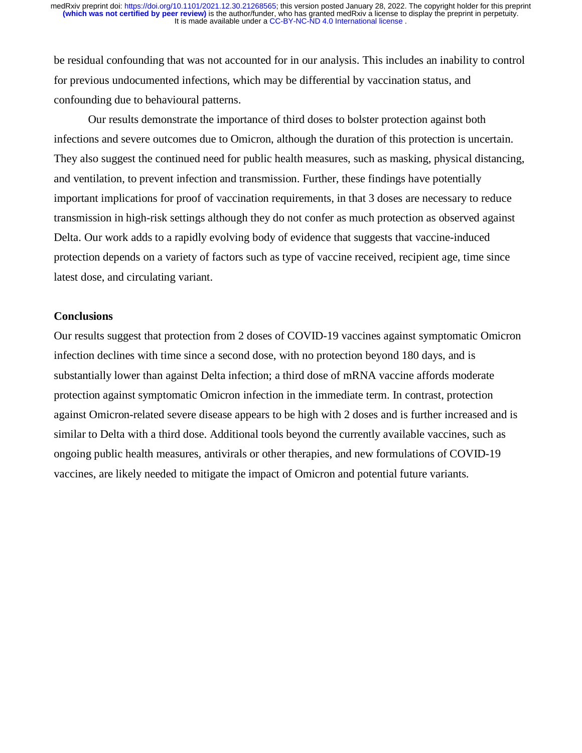be residual confounding that was not accounted for in our analysis. This includes an inability to control for previous undocumented infections, which may be differential by vaccination status, and confounding due to behavioural patterns.

Our results demonstrate the importance of third doses to bolster protection against both infections and severe outcomes due to Omicron, although the duration of this protection is uncertain. They also suggest the continued need for public health measures, such as masking, physical distancing, and ventilation, to prevent infection and transmission. Further, these findings have potentially important implications for proof of vaccination requirements, in that 3 doses are necessary to reduce transmission in high-risk settings although they do not confer as much protection as observed against Delta. Our work adds to a rapidly evolving body of evidence that suggests that vaccine-induced protection depends on a variety of factors such as type of vaccine received, recipient age, time since latest dose, and circulating variant.

## Conclusions

Our results suggest that protection from 2 doses of COVID-19 vaccines against symptomatic Omicron infection declines with time since a second dose, with no protection beyond 180 days, and is substantially lower than against Delta infection; a third dose of mRNA vaccine affords moderate protection against symptomatic Omicron infection in the immediate term. In contrast, protection against Omicron-related severe disease appears to be high with 2 doses and is further increased and is similar to Delta with a third dose. Additional tools beyond the currently available vaccines, such as ongoing public health measures, antivirals or other therapies, and new formulations of COVID-19 vaccines, are likely needed to mitigate the impact of Omicron and potential future variants.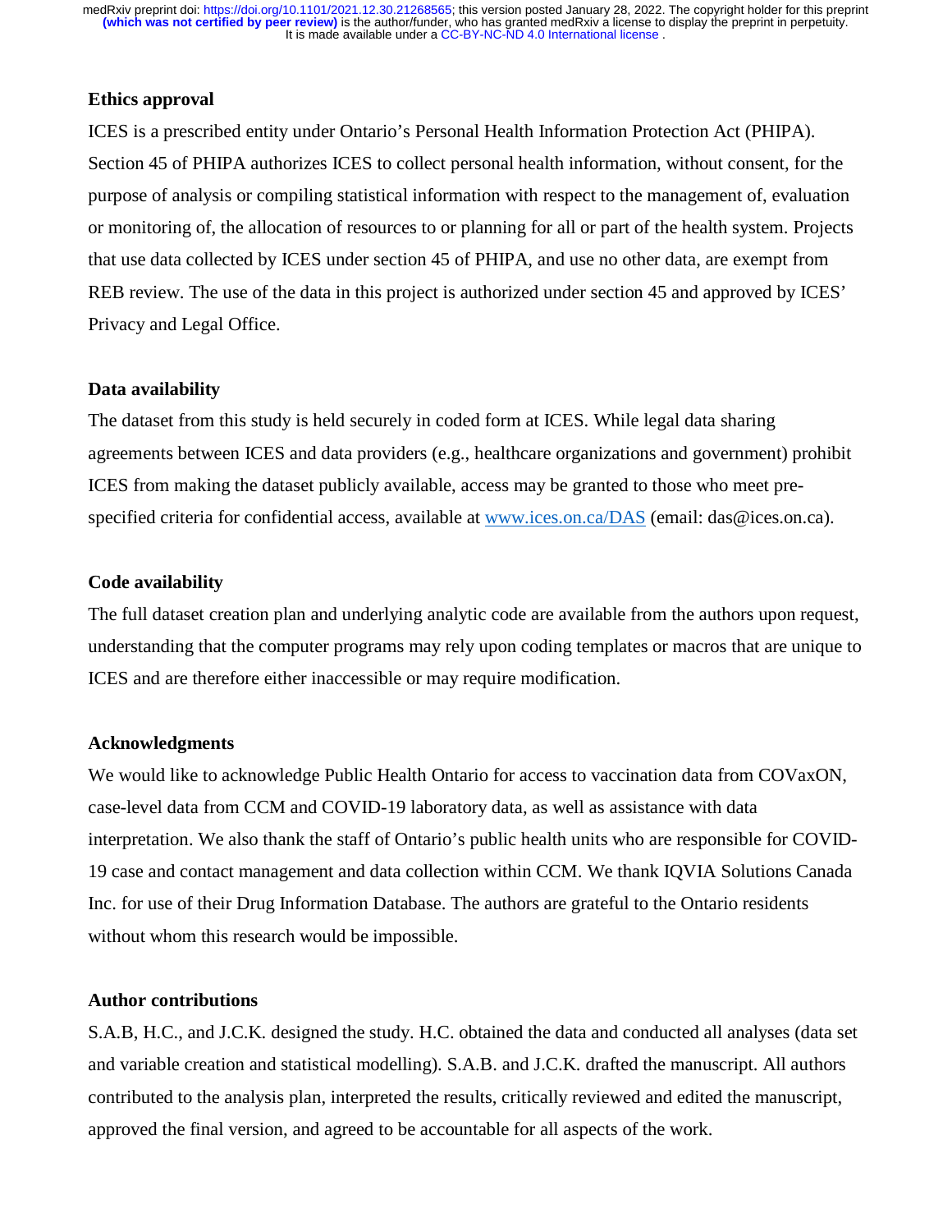## Ethics approval

ICES is a prescribed entity under Ontario's Personal Health Information Protection Act (PHIPA). Section 45 of PHIPA authorizes ICES to collect personal health information, without consent, for the purpose of analysis or compiling statistical information with respect to the management of, evaluation or monitoring of, the allocation of resources to or planning for all or part of the health system. Projects that use data collected by ICES under section 45 of PHIPA, and use no other data, are exempt from REB review. The use of the data in this project is authorized under section 45 and approved by ICES' Privacy and Legal Office.

## Data availability

The dataset from this study is held securely in coded form at ICES. While legal data sharing agreements between ICES and data providers (e.g., healthcare organizations and government) prohibit ICES from making the dataset publicly available, access may be granted to those who meet pre-specified criteria for confidential access, available at www.ices.on.ca/DAS (email: das@ices.on.ca).

## Code availability

The full dataset creation plan and underlying analytic code are available from the authors upon request, understanding that the computer programs may rely upon coding templates or macros that are unique to ICES and are therefore either inaccessible or may require modification.

## Acknowledgments

We would like to acknowledge Public Health Ontario for access to vaccination data from COVaxON, case-level data from CCM and COVID-19 laboratory data, as well as assistance with data interpretation. We also thank the staff of Ontario's public health units who are responsible for COVID-19 case and contact management and data collection within CCM. We thank IQVIA Solutions Canada Inc. for use of their Drug Information Database. The authors are grateful to the Ontario residents without whom this research would be impossible.

## Author contributions

S.A.B, H.C., and J.C.K. designed the study. H.C. obtained the data and conducted all analyses (data set and variable creation and statistical modelling). S.A.B. and J.C.K. drafted the manuscript. All authors contributed to the analysis plan, interpreted the results, critically reviewed and edited the manuscript, approved the final version, and agreed to be accountable for all aspects of the work.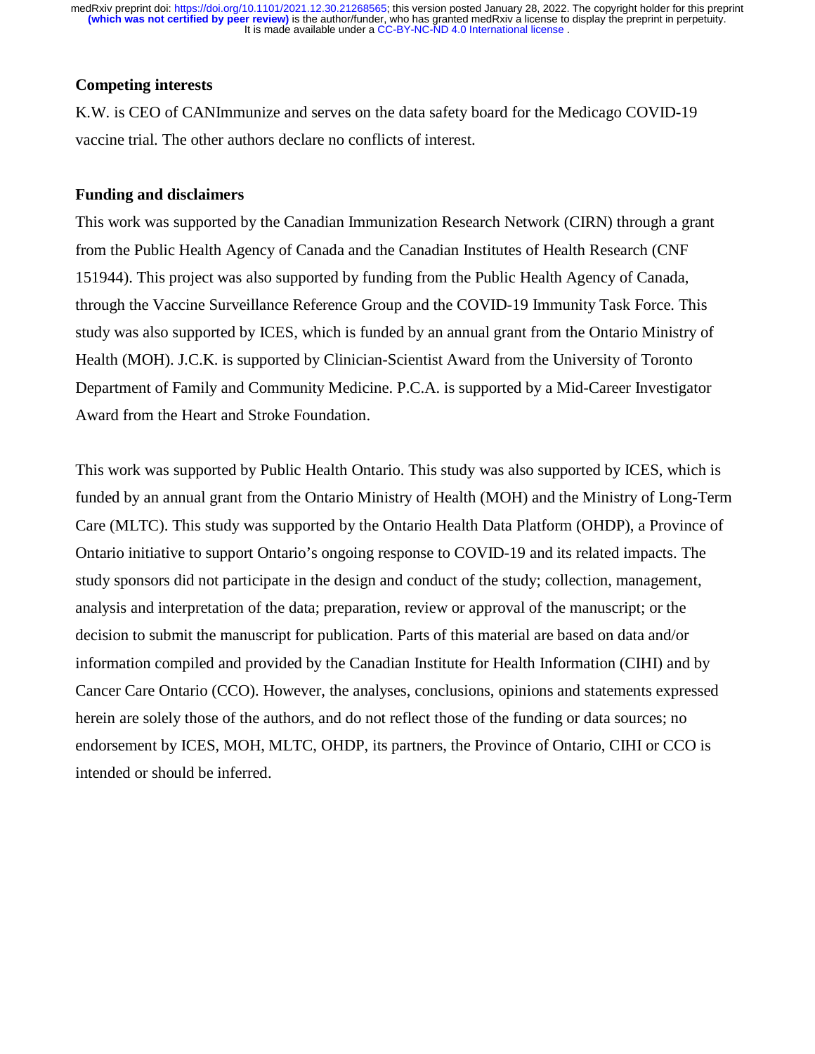**Competing interests**

K.W. is CEO of CANImmunize and serves on the data safety board for the Medicago COVID-19 vaccine trial. The other authors declare no conflicts of interest.

**Funding and disclaimers**

This work was supported by the Canadian Immunization Research Network (CIRN) through a grant from the Public Health Agency of Canada and the Canadian Institutes of Health Research (CNF 151944). This project was also supported by funding from the Public Health Agency of Canada, through the Vaccine Surveillance Reference Group and the COVID-19 Immunity Task Force. This study was also supported by ICES, which is funded by an annual grant from the Ontario Ministry of Health (MOH). J.C.K. is supported by Clinician-Scientist Award from the University of Toronto Department of Family and Community Medicine. P.C.A. is supported by a Mid-Career Investigator Award from the Heart and Stroke Foundation.

This work was supported by Public Health Ontario. This study was also supported by ICES, which is funded by an annual grant from the Ontario Ministry of Health (MOH) and the Ministry of Long-Term Care (MLTC). This study was supported by the Ontario Health Data Platform (OHDP), a Province of Ontario initiative to support Ontario's ongoing response to COVID-19 and its related impacts. The study sponsors did not participate in the design and conduct of the study; collection, management, analysis and interpretation of the data; preparation, review or approval of the manuscript; or the decision to submit the manuscript for publication. Parts of this material are based on data and/or information compiled and provided by the Canadian Institute for Health Information (CIHI) and by Cancer Care Ontario (CCO). However, the analyses, conclusions, opinions and statements expressed herein are solely those of the authors, and do not reflect those of the funding or data sources; no endorsement by ICES, MOH, MLTC, OHDP, its partners, the Province of Ontario, CIHI or CCO is intended or should be inferred.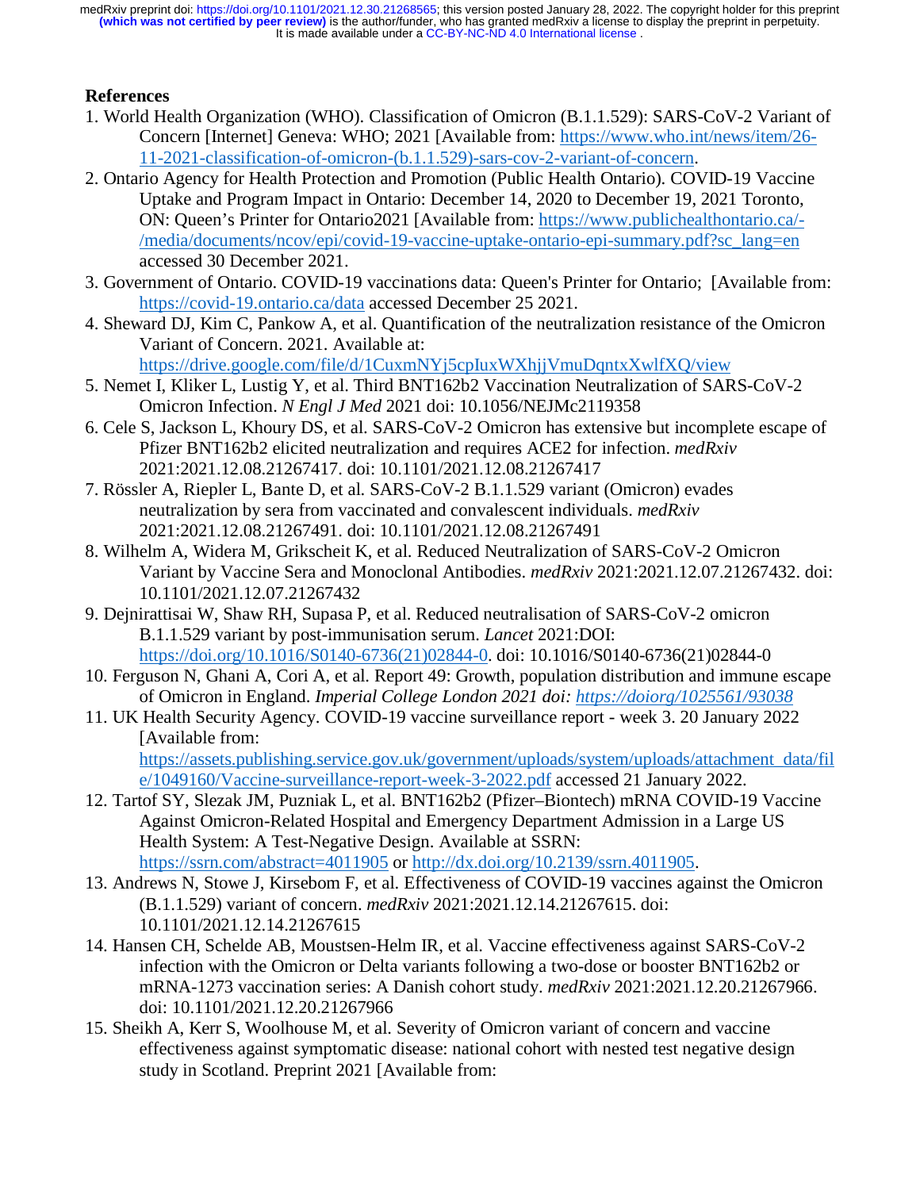## References

1. World Health Organization (WHO). Classification of Omicron (B.1.1.529): SARS-CoV-2 Variant of Concern [Internet] Geneva: WHO; 2021 [Available from: https://www.who.int/news/item/26-11-2021-classification-of-omicron-(b.1.1.529)-sars-cov-2-variant-of-concern.
2. Ontario Agency for Health Protection and Promotion (Public Health Ontario). COVID-19 Vaccine Uptake and Program Impact in Ontario: December 14, 2020 to December 19, 2021 Toronto, ON: Queen's Printer for Ontario2021 [Available from: https://www.publichealthontario.ca/-/media/documents/ncov/epi/covid-19-vaccine-uptake-ontario-epi-summary.pdf?sc_lang=en accessed 30 December 2021.
3. Government of Ontario. COVID-19 vaccinations data: Queen's Printer for Ontario; [Available from: https://covid-19.ontario.ca/data accessed December 25 2021.
4. Sheward DJ, Kim C, Pankow A, et al. Quantification of the neutralization resistance of the Omicron Variant of Concern. 2021. Available at: https://drive.google.com/file/d/1CuxmNYj5cpIuxWXhjjVmuDqntxXwlfXQ/view
5. Nemet I, Kliker L, Lustig Y, et al. Third BNT162b2 Vaccination Neutralization of SARS-CoV-2 Omicron Infection. *N Engl J Med* 2021 doi: 10.1056/NEJMc2119358
6. Cele S, Jackson L, Khoury DS, et al. SARS-CoV-2 Omicron has extensive but incomplete escape of Pfizer BNT162b2 elicited neutralization and requires ACE2 for infection. *medRxiv* 2021:2021.12.08.21267417. doi: 10.1101/2021.12.08.21267417
7. Rössler A, Riepler L, Bante D, et al. SARS-CoV-2 B.1.1.529 variant (Omicron) evades neutralization by sera from vaccinated and convalescent individuals. *medRxiv* 2021:2021.12.08.21267491. doi: 10.1101/2021.12.08.21267491
8. Wilhelm A, Widera M, Grikscheit K, et al. Reduced Neutralization of SARS-CoV-2 Omicron Variant by Vaccine Sera and Monoclonal Antibodies. *medRxiv* 2021:2021.12.07.21267432. doi: 10.1101/2021.12.07.21267432
9. Dejnirattisai W, Shaw RH, Supasa P, et al. Reduced neutralisation of SARS-CoV-2 omicron B.1.1.529 variant by post-immunisation serum. *Lancet* 2021:DOI: https://doi.org/10.1016/S0140-6736(21)02844-0. doi: 10.1016/S0140-6736(21)02844-0
10. Ferguson N, Ghani A, Cori A, et al. Report 49: Growth, population distribution and immune escape of Omicron in England. *Imperial College London 2021 doi: https://doiorg/1025561/93038*
11. UK Health Security Agency. COVID-19 vaccine surveillance report - week 3. 20 January 2022 [Available from: https://assets.publishing.service.gov.uk/government/uploads/system/uploads/attachment_data/file/1049160/Vaccine-surveillance-report-week-3-2022.pdf accessed 21 January 2022.
12. Tartof SY, Slezak JM, Puzniak L, et al. BNT162b2 (Pfizer–Biontech) mRNA COVID-19 Vaccine Against Omicron-Related Hospital and Emergency Department Admission in a Large US Health System: A Test-Negative Design. Available at SSRN: https://ssrn.com/abstract=4011905 or http://dx.doi.org/10.2139/ssrn.4011905.
13. Andrews N, Stowe J, Kirsebom F, et al. Effectiveness of COVID-19 vaccines against the Omicron (B.1.1.529) variant of concern. *medRxiv* 2021:2021.12.14.21267615. doi: 10.1101/2021.12.14.21267615
14. Hansen CH, Schelde AB, Moustsen-Helm IR, et al. Vaccine effectiveness against SARS-CoV-2 infection with the Omicron or Delta variants following a two-dose or booster BNT162b2 or mRNA-1273 vaccination series: A Danish cohort study. *medRxiv* 2021:2021.12.20.21267966. doi: 10.1101/2021.12.20.21267966
15. Sheikh A, Kerr S, Woolhouse M, et al. Severity of Omicron variant of concern and vaccine effectiveness against symptomatic disease: national cohort with nested test negative design study in Scotland. Preprint 2021 [Available from: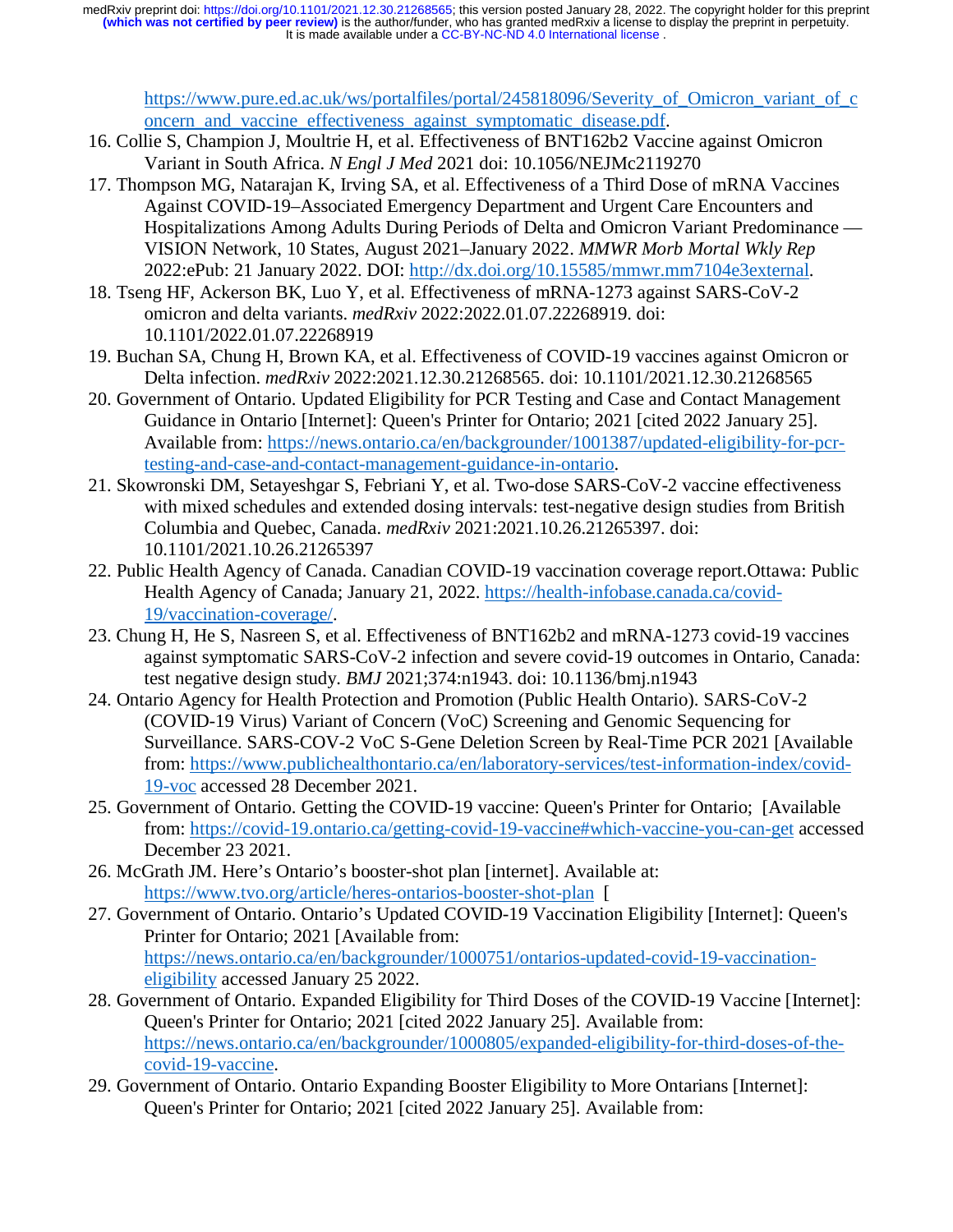https://www.pure.ed.ac.uk/ws/portalfiles/portal/245818096/Severity_of_Omicron_variant_of_concern_and_vaccine_effectiveness_against_symptomatic_disease.pdf.

16. Collie S, Champion J, Moultrie H, et al. Effectiveness of BNT162b2 Vaccine against Omicron Variant in South Africa. *N Engl J Med* 2021 doi: 10.1056/NEJMc2119270
17. Thompson MG, Natarajan K, Irving SA, et al. Effectiveness of a Third Dose of mRNA Vaccines Against COVID-19–Associated Emergency Department and Urgent Care Encounters and Hospitalizations Among Adults During Periods of Delta and Omicron Variant Predominance — VISION Network, 10 States, August 2021–January 2022. *MMWR Morb Mortal Wkly Rep* 2022:ePub: 21 January 2022. DOI: http://dx.doi.org/10.15585/mmwr.mm7104e3external.
18. Tseng HF, Ackerson BK, Luo Y, et al. Effectiveness of mRNA-1273 against SARS-CoV-2 omicron and delta variants. *medRxiv* 2022:2022.01.07.22268919. doi: 10.1101/2022.01.07.22268919
19. Buchan SA, Chung H, Brown KA, et al. Effectiveness of COVID-19 vaccines against Omicron or Delta infection. *medRxiv* 2022:2021.12.30.21268565. doi: 10.1101/2021.12.30.21268565
20. Government of Ontario. Updated Eligibility for PCR Testing and Case and Contact Management Guidance in Ontario [Internet]: Queen's Printer for Ontario; 2021 [cited 2022 January 25]. Available from: https://news.ontario.ca/en/backgrounder/1001387/updated-eligibility-for-pcr-testing-and-case-and-contact-management-guidance-in-ontario.
21. Skowronski DM, Setayeshgar S, Febriani Y, et al. Two-dose SARS-CoV-2 vaccine effectiveness with mixed schedules and extended dosing intervals: test-negative design studies from British Columbia and Quebec, Canada. *medRxiv* 2021:2021.10.26.21265397. doi: 10.1101/2021.10.26.21265397
22. Public Health Agency of Canada. Canadian COVID-19 vaccination coverage report.Ottawa: Public Health Agency of Canada; January 21, 2022. https://health-infobase.canada.ca/covid-19/vaccination-coverage/.
23. Chung H, He S, Nasreen S, et al. Effectiveness of BNT162b2 and mRNA-1273 covid-19 vaccines against symptomatic SARS-CoV-2 infection and severe covid-19 outcomes in Ontario, Canada: test negative design study. *BMJ* 2021;374:n1943. doi: 10.1136/bmj.n1943
24. Ontario Agency for Health Protection and Promotion (Public Health Ontario). SARS-CoV-2 (COVID-19 Virus) Variant of Concern (VoC) Screening and Genomic Sequencing for Surveillance. SARS-COV-2 VoC S-Gene Deletion Screen by Real-Time PCR 2021 [Available from: https://www.publichealthontario.ca/en/laboratory-services/test-information-index/covid-19-voc accessed 28 December 2021.
25. Government of Ontario. Getting the COVID-19 vaccine: Queen's Printer for Ontario; [Available from: https://covid-19.ontario.ca/getting-covid-19-vaccine#which-vaccine-you-can-get accessed December 23 2021.
26. McGrath JM. Here's Ontario's booster-shot plan [internet]. Available at: https://www.tvo.org/article/heres-ontarios-booster-shot-plan [
27. Government of Ontario. Ontario's Updated COVID-19 Vaccination Eligibility [Internet]: Queen's Printer for Ontario; 2021 [Available from: https://news.ontario.ca/en/backgrounder/1000751/ontarios-updated-covid-19-vaccination-eligibility accessed January 25 2022.
28. Government of Ontario. Expanded Eligibility for Third Doses of the COVID-19 Vaccine [Internet]: Queen's Printer for Ontario; 2021 [cited 2022 January 25]. Available from: https://news.ontario.ca/en/backgrounder/1000805/expanded-eligibility-for-third-doses-of-the-covid-19-vaccine.
29. Government of Ontario. Ontario Expanding Booster Eligibility to More Ontarians [Internet]: Queen's Printer for Ontario; 2021 [cited 2022 January 25]. Available from: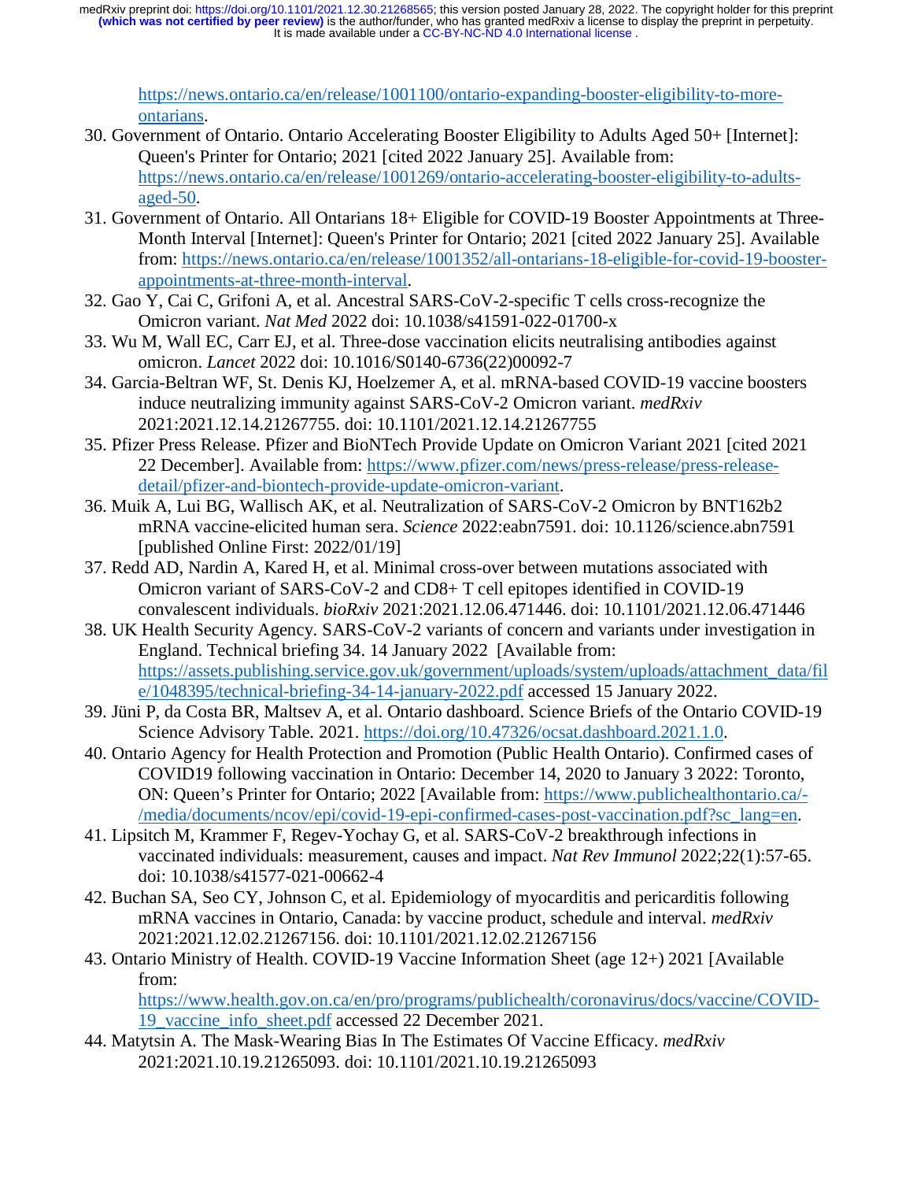https://news.ontario.ca/en/release/1001100/ontario-expanding-booster-eligibility-to-more-ontarians.

30. Government of Ontario. Ontario Accelerating Booster Eligibility to Adults Aged 50+ [Internet]: Queen's Printer for Ontario; 2021 [cited 2022 January 25]. Available from: https://news.ontario.ca/en/release/1001269/ontario-accelerating-booster-eligibility-to-adults-aged-50.
31. Government of Ontario. All Ontarians 18+ Eligible for COVID-19 Booster Appointments at Three-Month Interval [Internet]: Queen's Printer for Ontario; 2021 [cited 2022 January 25]. Available from: https://news.ontario.ca/en/release/1001352/all-ontarians-18-eligible-for-covid-19-booster-appointments-at-three-month-interval.
32. Gao Y, Cai C, Grifoni A, et al. Ancestral SARS-CoV-2-specific T cells cross-recognize the Omicron variant. *Nat Med* 2022 doi: 10.1038/s41591-022-01700-x
33. Wu M, Wall EC, Carr EJ, et al. Three-dose vaccination elicits neutralising antibodies against omicron. *Lancet* 2022 doi: 10.1016/S0140-6736(22)00092-7
34. Garcia-Beltran WF, St. Denis KJ, Hoelzemer A, et al. mRNA-based COVID-19 vaccine boosters induce neutralizing immunity against SARS-CoV-2 Omicron variant. *medRxiv* 2021:2021.12.14.21267755. doi: 10.1101/2021.12.14.21267755
35. Pfizer Press Release. Pfizer and BioNTech Provide Update on Omicron Variant 2021 [cited 2021 22 December]. Available from: https://www.pfizer.com/news/press-release/press-release-detail/pfizer-and-biontech-provide-update-omicron-variant.
36. Muik A, Lui BG, Wallisch AK, et al. Neutralization of SARS-CoV-2 Omicron by BNT162b2 mRNA vaccine-elicited human sera. *Science* 2022:eabn7591. doi: 10.1126/science.abn7591 [published Online First: 2022/01/19]
37. Redd AD, Nardin A, Kared H, et al. Minimal cross-over between mutations associated with Omicron variant of SARS-CoV-2 and CD8+ T cell epitopes identified in COVID-19 convalescent individuals. *bioRxiv* 2021:2021.12.06.471446. doi: 10.1101/2021.12.06.471446
38. UK Health Security Agency. SARS-CoV-2 variants of concern and variants under investigation in England. Technical briefing 34. 14 January 2022 [Available from: https://assets.publishing.service.gov.uk/government/uploads/system/uploads/attachment_data/file/1048395/technical-briefing-34-14-january-2022.pdf accessed 15 January 2022.
39. Jüni P, da Costa BR, Maltsev A, et al. Ontario dashboard. Science Briefs of the Ontario COVID-19 Science Advisory Table. 2021. https://doi.org/10.47326/ocsat.dashboard.2021.1.0.
40. Ontario Agency for Health Protection and Promotion (Public Health Ontario). Confirmed cases of COVID19 following vaccination in Ontario: December 14, 2020 to January 3 2022: Toronto, ON: Queen's Printer for Ontario; 2022 [Available from: https://www.publichealthontario.ca/-/media/documents/ncov/epi/covid-19-epi-confirmed-cases-post-vaccination.pdf?sc_lang=en.
41. Lipsitch M, Krammer F, Regev-Yochay G, et al. SARS-CoV-2 breakthrough infections in vaccinated individuals: measurement, causes and impact. *Nat Rev Immunol* 2022;22(1):57-65. doi: 10.1038/s41577-021-00662-4
42. Buchan SA, Seo CY, Johnson C, et al. Epidemiology of myocarditis and pericarditis following mRNA vaccines in Ontario, Canada: by vaccine product, schedule and interval. *medRxiv* 2021:2021.12.02.21267156. doi: 10.1101/2021.12.02.21267156
43. Ontario Ministry of Health. COVID-19 Vaccine Information Sheet (age 12+) 2021 [Available from: https://www.health.gov.on.ca/en/pro/programs/publichealth/coronavirus/docs/vaccine/COVID-19_vaccine_info_sheet.pdf accessed 22 December 2021.
44. Matytsin A. The Mask-Wearing Bias In The Estimates Of Vaccine Efficacy. *medRxiv* 2021:2021.10.19.21265093. doi: 10.1101/2021.10.19.21265093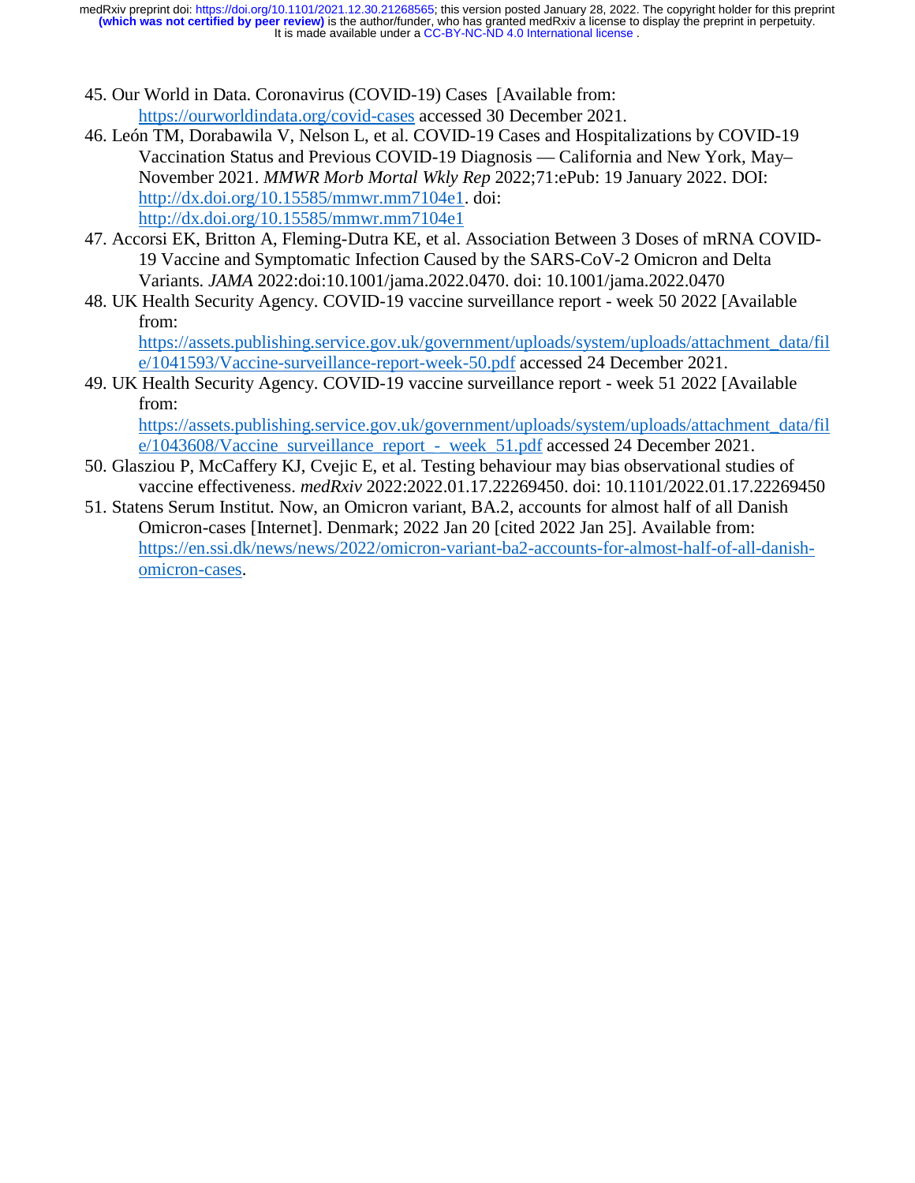45. Our World in Data. Coronavirus (COVID-19) Cases [Available from: https://ourworldindata.org/covid-cases accessed 30 December 2021.
46. León TM, Dorabawila V, Nelson L, et al. COVID-19 Cases and Hospitalizations by COVID-19 Vaccination Status and Previous COVID-19 Diagnosis — California and New York, May–November 2021. *MMWR Morb Mortal Wkly Rep* 2022;71:ePub: 19 January 2022. DOI: http://dx.doi.org/10.15585/mmwr.mm7104e1. doi: http://dx.doi.org/10.15585/mmwr.mm7104e1
47. Accorsi EK, Britton A, Fleming-Dutra KE, et al. Association Between 3 Doses of mRNA COVID-19 Vaccine and Symptomatic Infection Caused by the SARS-CoV-2 Omicron and Delta Variants. *JAMA* 2022:doi:10.1001/jama.2022.0470. doi: 10.1001/jama.2022.0470
48. UK Health Security Agency. COVID-19 vaccine surveillance report - week 50 2022 [Available from: https://assets.publishing.service.gov.uk/government/uploads/system/uploads/attachment_data/file/1041593/Vaccine-surveillance-report-week-50.pdf accessed 24 December 2021.
49. UK Health Security Agency. COVID-19 vaccine surveillance report - week 51 2022 [Available from: https://assets.publishing.service.gov.uk/government/uploads/system/uploads/attachment_data/file/1043608/Vaccine_surveillance_report_-_week_51.pdf accessed 24 December 2021.
50. Glasziou P, McCaffery KJ, Cvejic E, et al. Testing behaviour may bias observational studies of vaccine effectiveness. *medRxiv* 2022:2022.01.17.22269450. doi: 10.1101/2022.01.17.22269450
51. Statens Serum Institut. Now, an Omicron variant, BA.2, accounts for almost half of all Danish Omicron-cases [Internet]. Denmark; 2022 Jan 20 [cited 2022 Jan 25]. Available from: https://en.ssi.dk/news/news/2022/omicron-variant-ba2-accounts-for-almost-half-of-all-danish-omicron-cases.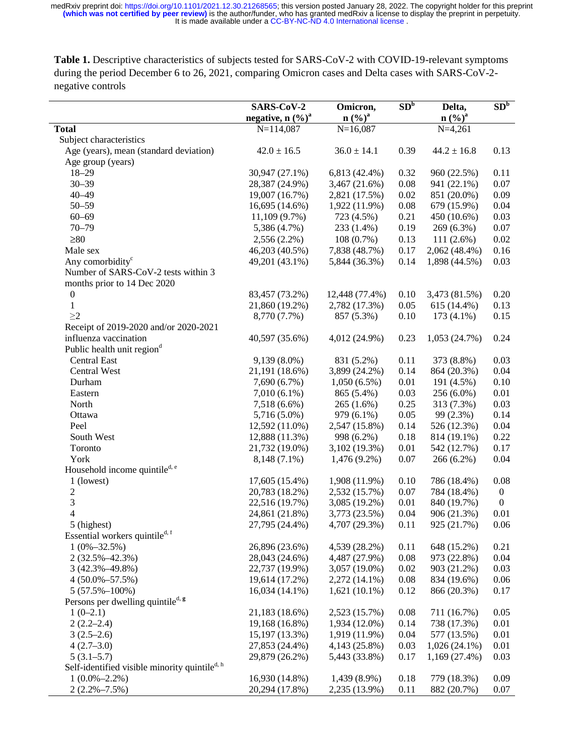**Table 1.** Descriptive characteristics of subjects tested for SARS-CoV-2 with COVID-19-relevant symptoms during the period December 6 to 26, 2021, comparing Omicron cases and Delta cases with SARS-CoV-2-negative controls

| | SARS-CoV-2 negative, n (%)[a] | Omicron, n (%)[a] | SD[b] | Delta, n (%)[a] | SD[b] |
|---|---|---|---|---|---|
| **Total** | N=114,087 | N=16,087 | | N=4,261 | |
| Subject characteristics | | | | | |
| Age (years), mean (standard deviation) | 42.0 ± 16.5 | 36.0 ± 14.1 | 0.39 | 44.2 ± 16.8 | 0.13 |
| Age group (years) | | | | | |
| 18–29 | 30,947 (27.1%) | 6,813 (42.4%) | 0.32 | 960 (22.5%) | 0.11 |
| 30–39 | 28,387 (24.9%) | 3,467 (21.6%) | 0.08 | 941 (22.1%) | 0.07 |
| 40–49 | 19,007 (16.7%) | 2,821 (17.5%) | 0.02 | 851 (20.0%) | 0.09 |
| 50–59 | 16,695 (14.6%) | 1,922 (11.9%) | 0.08 | 679 (15.9%) | 0.04 |
| 60–69 | 11,109 (9.7%) | 723 (4.5%) | 0.21 | 450 (10.6%) | 0.03 |
| 70–79 | 5,386 (4.7%) | 233 (1.4%) | 0.19 | 269 (6.3%) | 0.07 |
| ≥80 | 2,556 (2.2%) | 108 (0.7%) | 0.13 | 111 (2.6%) | 0.02 |
| Male sex | 46,203 (40.5%) | 7,838 (48.7%) | 0.17 | 2,062 (48.4%) | 0.16 |
| Any comorbidity[c] | 49,201 (43.1%) | 5,844 (36.3%) | 0.14 | 1,898 (44.5%) | 0.03 |
| Number of SARS-CoV-2 tests within 3 months prior to 14 Dec 2020 | | | | | |
| 0 | 83,457 (73.2%) | 12,448 (77.4%) | 0.10 | 3,473 (81.5%) | 0.20 |
| 1 | 21,860 (19.2%) | 2,782 (17.3%) | 0.05 | 615 (14.4%) | 0.13 |
| ≥2 | 8,770 (7.7%) | 857 (5.3%) | 0.10 | 173 (4.1%) | 0.15 |
| Receipt of 2019-2020 and/or 2020-2021 influenza vaccination | 40,597 (35.6%) | 4,012 (24.9%) | 0.23 | 1,053 (24.7%) | 0.24 |
| Public health unit region[d] | | | | | |
| Central East | 9,139 (8.0%) | 831 (5.2%) | 0.11 | 373 (8.8%) | 0.03 |
| Central West | 21,191 (18.6%) | 3,899 (24.2%) | 0.14 | 864 (20.3%) | 0.04 |
| Durham | 7,690 (6.7%) | 1,050 (6.5%) | 0.01 | 191 (4.5%) | 0.10 |
| Eastern | 7,010 (6.1%) | 865 (5.4%) | 0.03 | 256 (6.0%) | 0.01 |
| North | 7,518 (6.6%) | 265 (1.6%) | 0.25 | 313 (7.3%) | 0.03 |
| Ottawa | 5,716 (5.0%) | 979 (6.1%) | 0.05 | 99 (2.3%) | 0.14 |
| Peel | 12,592 (11.0%) | 2,547 (15.8%) | 0.14 | 526 (12.3%) | 0.04 |
| South West | 12,888 (11.3%) | 998 (6.2%) | 0.18 | 814 (19.1%) | 0.22 |
| Toronto | 21,732 (19.0%) | 3,102 (19.3%) | 0.01 | 542 (12.7%) | 0.17 |
| York | 8,148 (7.1%) | 1,476 (9.2%) | 0.07 | 266 (6.2%) | 0.04 |
| Household income quintile[d, e] | | | | | |
| 1 (lowest) | 17,605 (15.4%) | 1,908 (11.9%) | 0.10 | 786 (18.4%) | 0.08 |
| 2 | 20,783 (18.2%) | 2,532 (15.7%) | 0.07 | 784 (18.4%) | 0 |
| 3 | 22,516 (19.7%) | 3,085 (19.2%) | 0.01 | 840 (19.7%) | 0 |
| 4 | 24,861 (21.8%) | 3,773 (23.5%) | 0.04 | 906 (21.3%) | 0.01 |
| 5 (highest) | 27,795 (24.4%) | 4,707 (29.3%) | 0.11 | 925 (21.7%) | 0.06 |
| Essential workers quintile[d, f] | | | | | |
| 1 (0%–32.5%) | 26,896 (23.6%) | 4,539 (28.2%) | 0.11 | 648 (15.2%) | 0.21 |
| 2 (32.5%–42.3%) | 28,043 (24.6%) | 4,487 (27.9%) | 0.08 | 973 (22.8%) | 0.04 |
| 3 (42.3%–49.8%) | 22,737 (19.9%) | 3,057 (19.0%) | 0.02 | 903 (21.2%) | 0.03 |
| 4 (50.0%–57.5%) | 19,614 (17.2%) | 2,272 (14.1%) | 0.08 | 834 (19.6%) | 0.06 |
| 5 (57.5%–100%) | 16,034 (14.1%) | 1,621 (10.1%) | 0.12 | 866 (20.3%) | 0.17 |
| Persons per dwelling quintile[d, g] | | | | | |
| 1 (0–2.1) | 21,183 (18.6%) | 2,523 (15.7%) | 0.08 | 711 (16.7%) | 0.05 |
| 2 (2.2–2.4) | 19,168 (16.8%) | 1,934 (12.0%) | 0.14 | 738 (17.3%) | 0.01 |
| 3 (2.5–2.6) | 15,197 (13.3%) | 1,919 (11.9%) | 0.04 | 577 (13.5%) | 0.01 |
| 4 (2.7–3.0) | 27,853 (24.4%) | 4,143 (25.8%) | 0.03 | 1,026 (24.1%) | 0.01 |
| 5 (3.1–5.7) | 29,879 (26.2%) | 5,443 (33.8%) | 0.17 | 1,169 (27.4%) | 0.03 |
| Self-identified visible minority quintile[d, h] | | | | | |
| 1 (0.0%–2.2%) | 16,930 (14.8%) | 1,439 (8.9%) | 0.18 | 779 (18.3%) | 0.09 |
| 2 (2.2%–7.5%) | 20,294 (17.8%) | 2,235 (13.9%) | 0.11 | 882 (20.7%) | 0.07 |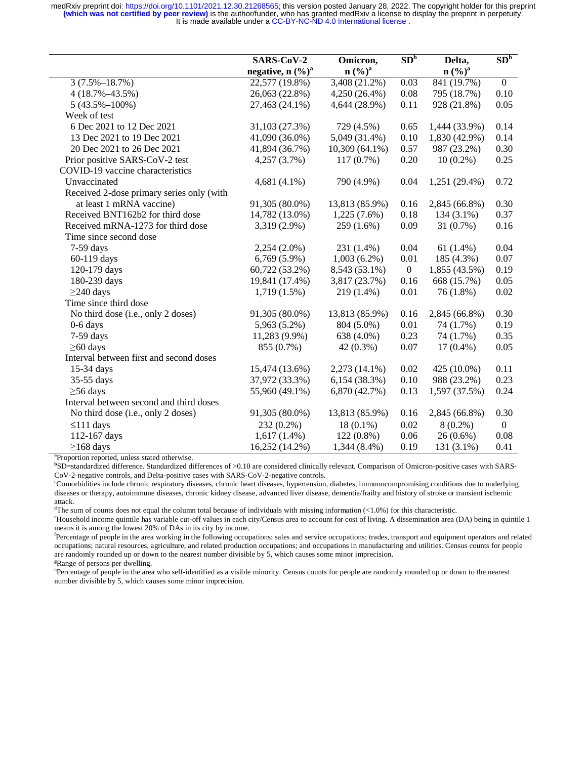| | SARS-CoV-2 negative, n (%)[a] | Omicron, n (%)[a] | SD[b] | Delta, n (%)[a] | SD[b] |
|---|---|---|---|---|---|
| 3 (7.5%–18.7%) | 22,577 (19.8%) | 3,408 (21.2%) | 0.03 | 841 (19.7%) | 0 |
| 4 (18.7%–43.5%) | 26,063 (22.8%) | 4,250 (26.4%) | 0.08 | 795 (18.7%) | 0.10 |
| 5 (43.5%–100%) | 27,463 (24.1%) | 4,644 (28.9%) | 0.11 | 928 (21.8%) | 0.05 |
| Week of test | | | | | |
| 6 Dec 2021 to 12 Dec 2021 | 31,103 (27.3%) | 729 (4.5%) | 0.65 | 1,444 (33.9%) | 0.14 |
| 13 Dec 2021 to 19 Dec 2021 | 41,090 (36.0%) | 5,049 (31.4%) | 0.10 | 1,830 (42.9%) | 0.14 |
| 20 Dec 2021 to 26 Dec 2021 | 41,894 (36.7%) | 10,309 (64.1%) | 0.57 | 987 (23.2%) | 0.30 |
| Prior positive SARS-CoV-2 test | 4,257 (3.7%) | 117 (0.7%) | 0.20 | 10 (0.2%) | 0.25 |
| COVID-19 vaccine characteristics | | | | | |
| Unvaccinated | 4,681 (4.1%) | 790 (4.9%) | 0.04 | 1,251 (29.4%) | 0.72 |
| Received 2-dose primary series only (with at least 1 mRNA vaccine) | 91,305 (80.0%) | 13,813 (85.9%) | 0.16 | 2,845 (66.8%) | 0.30 |
| Received BNT162b2 for third dose | 14,782 (13.0%) | 1,225 (7.6%) | 0.18 | 134 (3.1%) | 0.37 |
| Received mRNA-1273 for third dose | 3,319 (2.9%) | 259 (1.6%) | 0.09 | 31 (0.7%) | 0.16 |
| Time since second dose | | | | | |
| 7-59 days | 2,254 (2.0%) | 231 (1.4%) | 0.04 | 61 (1.4%) | 0.04 |
| 60-119 days | 6,769 (5.9%) | 1,003 (6.2%) | 0.01 | 185 (4.3%) | 0.07 |
| 120-179 days | 60,722 (53.2%) | 8,543 (53.1%) | 0 | 1,855 (43.5%) | 0.19 |
| 180-239 days | 19,841 (17.4%) | 3,817 (23.7%) | 0.16 | 668 (15.7%) | 0.05 |
| ≥240 days | 1,719 (1.5%) | 219 (1.4%) | 0.01 | 76 (1.8%) | 0.02 |
| Time since third dose | | | | | |
| No third dose (i.e., only 2 doses) | 91,305 (80.0%) | 13,813 (85.9%) | 0.16 | 2,845 (66.8%) | 0.30 |
| 0-6 days | 5,963 (5.2%) | 804 (5.0%) | 0.01 | 74 (1.7%) | 0.19 |
| 7-59 days | 11,283 (9.9%) | 638 (4.0%) | 0.23 | 74 (1.7%) | 0.35 |
| ≥60 days | 855 (0.7%) | 42 (0.3%) | 0.07 | 17 (0.4%) | 0.05 |
| Interval between first and second doses | | | | | |
| 15-34 days | 15,474 (13.6%) | 2,273 (14.1%) | 0.02 | 425 (10.0%) | 0.11 |
| 35-55 days | 37,972 (33.3%) | 6,154 (38.3%) | 0.10 | 988 (23.2%) | 0.23 |
| ≥56 days | 55,960 (49.1%) | 6,870 (42.7%) | 0.13 | 1,597 (37.5%) | 0.24 |
| Interval between second and third doses | | | | | |
| No third dose (i.e., only 2 doses) | 91,305 (80.0%) | 13,813 (85.9%) | 0.16 | 2,845 (66.8%) | 0.30 |
| ≤111 days | 232 (0.2%) | 18 (0.1%) | 0.02 | 8 (0.2%) | 0 |
| 112-167 days | 1,617 (1.4%) | 122 (0.8%) | 0.06 | 26 (0.6%) | 0.08 |
| ≥168 days | 16,252 (14.2%) | 1,344 (8.4%) | 0.19 | 131 (3.1%) | 0.41 |

[a]Proportion reported, unless stated otherwise.
[b]SD=standardized difference. Standardized differences of >0.10 are considered clinically relevant. Comparison of Omicron-positive cases with SARS-CoV-2-negative controls, and Delta-positive cases with SARS-CoV-2-negative controls.
[c]Comorbidities include chronic respiratory diseases, chronic heart diseases, hypertension, diabetes, immunocompromising conditions due to underlying diseases or therapy, autoimmune diseases, chronic kidney disease, advanced liver disease, dementia/frailty and history of stroke or transient ischemic attack.
[d]The sum of counts does not equal the column total because of individuals with missing information (<1.0%) for this characteristic.
[e]Household income quintile has variable cut-off values in each city/Census area to account for cost of living. A dissemination area (DA) being in quintile 1 means it is among the lowest 20% of DAs in its city by income.
[f]Percentage of people in the area working in the following occupations: sales and service occupations; trades, transport and equipment operators and related occupations; natural resources, agriculture, and related production occupations; and occupations in manufacturing and utilities. Census counts for people are randomly rounded up or down to the nearest number divisible by 5, which causes some minor imprecision.
[g]Range of persons per dwelling.
[h]Percentage of people in the area who self-identified as a visible minority. Census counts for people are randomly rounded up or down to the nearest number divisible by 5, which causes some minor imprecision.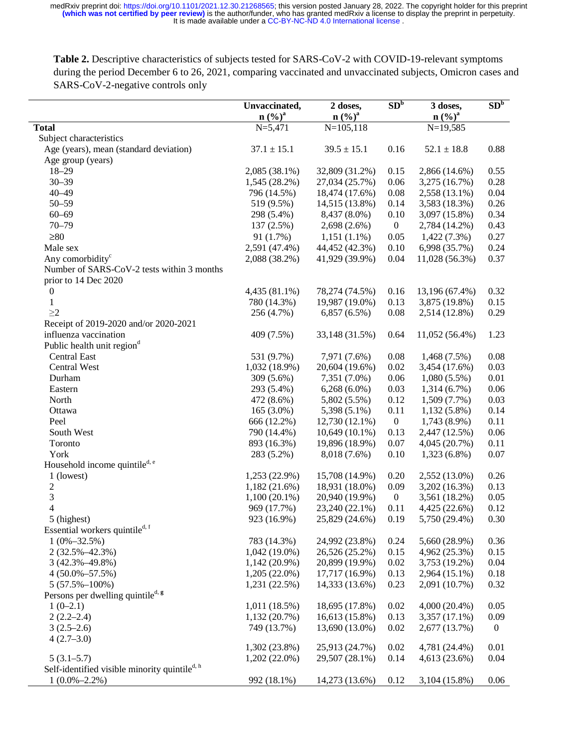**Table 2.** Descriptive characteristics of subjects tested for SARS-CoV-2 with COVID-19-relevant symptoms during the period December 6 to 26, 2021, comparing vaccinated and unvaccinated subjects, Omicron cases and SARS-CoV-2-negative controls only

| | Unvaccinated, n (%)[a] | 2 doses, n (%)[a] | SD[b] | 3 doses, n (%)[a] | SD[b] |
|---|---|---|---|---|---|
| **Total** | N=5,471 | N=105,118 | | N=19,585 | |
| Subject characteristics | | | | | |
| Age (years), mean (standard deviation) | 37.1 ± 15.1 | 39.5 ± 15.1 | 0.16 | 52.1 ± 18.8 | 0.88 |
| Age group (years) | | | | | |
| 18–29 | 2,085 (38.1%) | 32,809 (31.2%) | 0.15 | 2,866 (14.6%) | 0.55 |
| 30–39 | 1,545 (28.2%) | 27,034 (25.7%) | 0.06 | 3,275 (16.7%) | 0.28 |
| 40–49 | 796 (14.5%) | 18,474 (17.6%) | 0.08 | 2,558 (13.1%) | 0.04 |
| 50–59 | 519 (9.5%) | 14,515 (13.8%) | 0.14 | 3,583 (18.3%) | 0.26 |
| 60–69 | 298 (5.4%) | 8,437 (8.0%) | 0.10 | 3,097 (15.8%) | 0.34 |
| 70–79 | 137 (2.5%) | 2,698 (2.6%) | 0 | 2,784 (14.2%) | 0.43 |
| ≥80 | 91 (1.7%) | 1,151 (1.1%) | 0.05 | 1,422 (7.3%) | 0.27 |
| Male sex | 2,591 (47.4%) | 44,452 (42.3%) | 0.10 | 6,998 (35.7%) | 0.24 |
| Any comorbidity[c] | 2,088 (38.2%) | 41,929 (39.9%) | 0.04 | 11,028 (56.3%) | 0.37 |
| Number of SARS-CoV-2 tests within 3 months prior to 14 Dec 2020 | | | | | |
| 0 | 4,435 (81.1%) | 78,274 (74.5%) | 0.16 | 13,196 (67.4%) | 0.32 |
| 1 | 780 (14.3%) | 19,987 (19.0%) | 0.13 | 3,875 (19.8%) | 0.15 |
| ≥2 | 256 (4.7%) | 6,857 (6.5%) | 0.08 | 2,514 (12.8%) | 0.29 |
| Receipt of 2019-2020 and/or 2020-2021 influenza vaccination | 409 (7.5%) | 33,148 (31.5%) | 0.64 | 11,052 (56.4%) | 1.23 |
| Public health unit region[d] | | | | | |
| Central East | 531 (9.7%) | 7,971 (7.6%) | 0.08 | 1,468 (7.5%) | 0.08 |
| Central West | 1,032 (18.9%) | 20,604 (19.6%) | 0.02 | 3,454 (17.6%) | 0.03 |
| Durham | 309 (5.6%) | 7,351 (7.0%) | 0.06 | 1,080 (5.5%) | 0.01 |
| Eastern | 293 (5.4%) | 6,268 (6.0%) | 0.03 | 1,314 (6.7%) | 0.06 |
| North | 472 (8.6%) | 5,802 (5.5%) | 0.12 | 1,509 (7.7%) | 0.03 |
| Ottawa | 165 (3.0%) | 5,398 (5.1%) | 0.11 | 1,132 (5.8%) | 0.14 |
| Peel | 666 (12.2%) | 12,730 (12.1%) | 0 | 1,743 (8.9%) | 0.11 |
| South West | 790 (14.4%) | 10,649 (10.1%) | 0.13 | 2,447 (12.5%) | 0.06 |
| Toronto | 893 (16.3%) | 19,896 (18.9%) | 0.07 | 4,045 (20.7%) | 0.11 |
| York | 283 (5.2%) | 8,018 (7.6%) | 0.10 | 1,323 (6.8%) | 0.07 |
| Household income quintile[d, e] | | | | | |
| 1 (lowest) | 1,253 (22.9%) | 15,708 (14.9%) | 0.20 | 2,552 (13.0%) | 0.26 |
| 2 | 1,182 (21.6%) | 18,931 (18.0%) | 0.09 | 3,202 (16.3%) | 0.13 |
| 3 | 1,100 (20.1%) | 20,940 (19.9%) | 0 | 3,561 (18.2%) | 0.05 |
| 4 | 969 (17.7%) | 23,240 (22.1%) | 0.11 | 4,425 (22.6%) | 0.12 |
| 5 (highest) | 923 (16.9%) | 25,829 (24.6%) | 0.19 | 5,750 (29.4%) | 0.30 |
| Essential workers quintile[d, f] | | | | | |
| 1 (0%–32.5%) | 783 (14.3%) | 24,992 (23.8%) | 0.24 | 5,660 (28.9%) | 0.36 |
| 2 (32.5%–42.3%) | 1,042 (19.0%) | 26,526 (25.2%) | 0.15 | 4,962 (25.3%) | 0.15 |
| 3 (42.3%–49.8%) | 1,142 (20.9%) | 20,899 (19.9%) | 0.02 | 3,753 (19.2%) | 0.04 |
| 4 (50.0%–57.5%) | 1,205 (22.0%) | 17,717 (16.9%) | 0.13 | 2,964 (15.1%) | 0.18 |
| 5 (57.5%–100%) | 1,231 (22.5%) | 14,333 (13.6%) | 0.23 | 2,091 (10.7%) | 0.32 |
| Persons per dwelling quintile[d, g] | | | | | |
| 1 (0–2.1) | 1,011 (18.5%) | 18,695 (17.8%) | 0.02 | 4,000 (20.4%) | 0.05 |
| 2 (2.2–2.4) | 1,132 (20.7%) | 16,613 (15.8%) | 0.13 | 3,357 (17.1%) | 0.09 |
| 3 (2.5–2.6) | 749 (13.7%) | 13,690 (13.0%) | 0.02 | 2,677 (13.7%) | 0 |
| 4 (2.7–3.0) | 1,302 (23.8%) | 25,913 (24.7%) | 0.02 | 4,781 (24.4%) | 0.01 |
| 5 (3.1–5.7) | 1,202 (22.0%) | 29,507 (28.1%) | 0.14 | 4,613 (23.6%) | 0.04 |
| Self-identified visible minority quintile[d, h] | | | | | |
| 1 (0.0%–2.2%) | 992 (18.1%) | 14,273 (13.6%) | 0.12 | 3,104 (15.8%) | 0.06 |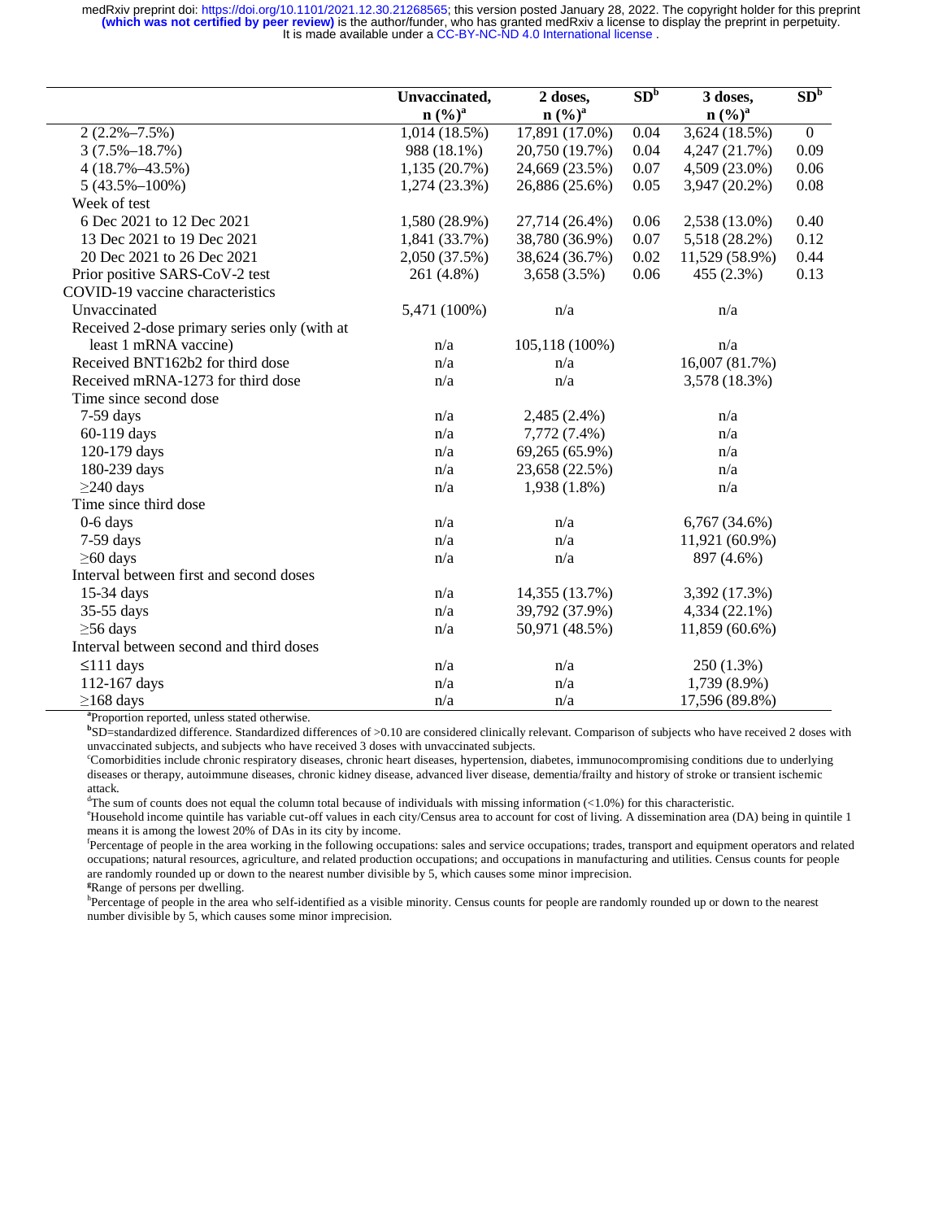| | Unvaccinated, n (%)[a] | 2 doses, n (%)[a] | SD[b] | 3 doses, n (%)[a] | SD[b] |
|---|---|---|---|---|---|
| 2 (2.2%–7.5%) | 1,014 (18.5%) | 17,891 (17.0%) | 0.04 | 3,624 (18.5%) | 0 |
| 3 (7.5%–18.7%) | 988 (18.1%) | 20,750 (19.7%) | 0.04 | 4,247 (21.7%) | 0.09 |
| 4 (18.7%–43.5%) | 1,135 (20.7%) | 24,669 (23.5%) | 0.07 | 4,509 (23.0%) | 0.06 |
| 5 (43.5%–100%) | 1,274 (23.3%) | 26,886 (25.6%) | 0.05 | 3,947 (20.2%) | 0.08 |
| Week of test | | | | | |
| 6 Dec 2021 to 12 Dec 2021 | 1,580 (28.9%) | 27,714 (26.4%) | 0.06 | 2,538 (13.0%) | 0.40 |
| 13 Dec 2021 to 19 Dec 2021 | 1,841 (33.7%) | 38,780 (36.9%) | 0.07 | 5,518 (28.2%) | 0.12 |
| 20 Dec 2021 to 26 Dec 2021 | 2,050 (37.5%) | 38,624 (36.7%) | 0.02 | 11,529 (58.9%) | 0.44 |
| Prior positive SARS-CoV-2 test | 261 (4.8%) | 3,658 (3.5%) | 0.06 | 455 (2.3%) | 0.13 |
| COVID-19 vaccine characteristics | | | | | |
| Unvaccinated | 5,471 (100%) | n/a | | n/a | |
| Received 2-dose primary series only (with at least 1 mRNA vaccine) | n/a | 105,118 (100%) | | n/a | |
| Received BNT162b2 for third dose | n/a | n/a | | 16,007 (81.7%) | |
| Received mRNA-1273 for third dose | n/a | n/a | | 3,578 (18.3%) | |
| Time since second dose | | | | | |
| 7-59 days | n/a | 2,485 (2.4%) | | n/a | |
| 60-119 days | n/a | 7,772 (7.4%) | | n/a | |
| 120-179 days | n/a | 69,265 (65.9%) | | n/a | |
| 180-239 days | n/a | 23,658 (22.5%) | | n/a | |
| ≥240 days | n/a | 1,938 (1.8%) | | n/a | |
| Time since third dose | | | | | |
| 0-6 days | n/a | n/a | | 6,767 (34.6%) | |
| 7-59 days | n/a | n/a | | 11,921 (60.9%) | |
| ≥60 days | n/a | n/a | | 897 (4.6%) | |
| Interval between first and second doses | | | | | |
| 15-34 days | n/a | 14,355 (13.7%) | | 3,392 (17.3%) | |
| 35-55 days | n/a | 39,792 (37.9%) | | 4,334 (22.1%) | |
| ≥56 days | n/a | 50,971 (48.5%) | | 11,859 (60.6%) | |
| Interval between second and third doses | | | | | |
| ≤111 days | n/a | n/a | | 250 (1.3%) | |
| 112-167 days | n/a | n/a | | 1,739 (8.9%) | |
| ≥168 days | n/a | n/a | | 17,596 (89.8%) | |

[a]Proportion reported, unless stated otherwise.

[b]SD=standardized difference. Standardized differences of >0.10 are considered clinically relevant. Comparison of subjects who have received 2 doses with unvaccinated subjects, and subjects who have received 3 doses with unvaccinated subjects.

[c]Comorbidities include chronic respiratory diseases, chronic heart diseases, hypertension, diabetes, immunocompromising conditions due to underlying diseases or therapy, autoimmune diseases, chronic kidney disease, advanced liver disease, dementia/frailty and history of stroke or transient ischemic attack.

[d]The sum of counts does not equal the column total because of individuals with missing information (<1.0%) for this characteristic.

[e]Household income quintile has variable cut-off values in each city/Census area to account for cost of living. A dissemination area (DA) being in quintile 1 means it is among the lowest 20% of DAs in its city by income.

[f]Percentage of people in the area working in the following occupations: sales and service occupations; trades, transport and equipment operators and related occupations; natural resources, agriculture, and related production occupations; and occupations in manufacturing and utilities. Census counts for people are randomly rounded up or down to the nearest number divisible by 5, which causes some minor imprecision.

[g]Range of persons per dwelling.

[h]Percentage of people in the area who self-identified as a visible minority. Census counts for people are randomly rounded up or down to the nearest number divisible by 5, which causes some minor imprecision.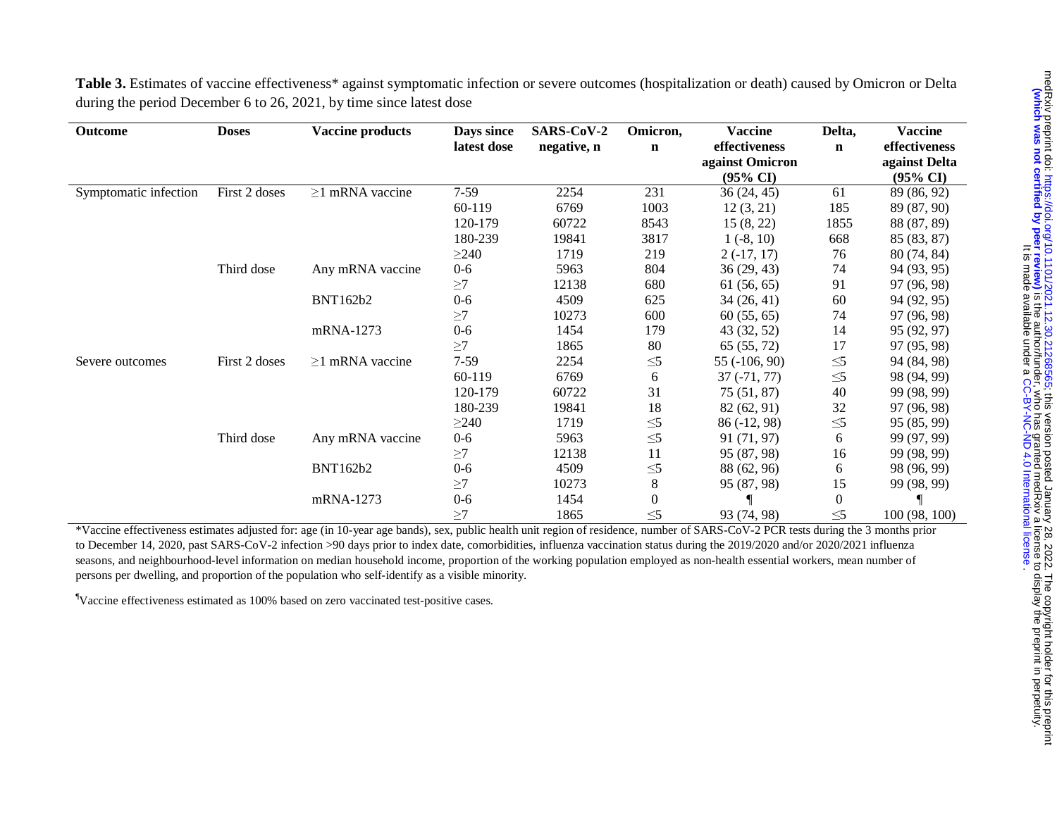**Table 3.** Estimates of vaccine effectiveness* against symptomatic infection or severe outcomes (hospitalization or death) caused by Omicron or Delta during the period December 6 to 26, 2021, by time since latest dose

| Outcome | Doses | Vaccine products | Days since latest dose | SARS-CoV-2 negative, n | Omicron, n | Vaccine effectiveness against Omicron (95% CI) | Delta, n | Vaccine effectiveness against Delta (95% CI) |
|---|---|---|---|---|---|---|---|---|
| Symptomatic infection | First 2 doses | ≥1 mRNA vaccine | 7-59 | 2254 | 231 | 36 (24, 45) | 61 | 89 (86, 92) |
| | | | 60-119 | 6769 | 1003 | 12 (3, 21) | 185 | 89 (87, 90) |
| | | | 120-179 | 60722 | 8543 | 15 (8, 22) | 1855 | 88 (87, 89) |
| | | | 180-239 | 19841 | 3817 | 1 (-8, 10) | 668 | 85 (83, 87) |
| | | | ≥240 | 1719 | 219 | 2 (-17, 17) | 76 | 80 (74, 84) |
| | Third dose | Any mRNA vaccine | 0-6 | 5963 | 804 | 36 (29, 43) | 74 | 94 (93, 95) |
| | | | ≥7 | 12138 | 680 | 61 (56, 65) | 91 | 97 (96, 98) |
| | | BNT162b2 | 0-6 | 4509 | 625 | 34 (26, 41) | 60 | 94 (92, 95) |
| | | | ≥7 | 10273 | 600 | 60 (55, 65) | 74 | 97 (96, 98) |
| | | mRNA-1273 | 0-6 | 1454 | 179 | 43 (32, 52) | 14 | 95 (92, 97) |
| | | | ≥7 | 1865 | 80 | 65 (55, 72) | 17 | 97 (95, 98) |
| Severe outcomes | First 2 doses | ≥1 mRNA vaccine | 7-59 | 2254 | ≤5 | 55 (-106, 90) | ≤5 | 94 (84, 98) |
| | | | 60-119 | 6769 | 6 | 37 (-71, 77) | ≤5 | 98 (94, 99) |
| | | | 120-179 | 60722 | 31 | 75 (51, 87) | 40 | 99 (98, 99) |
| | | | 180-239 | 19841 | 18 | 82 (62, 91) | 32 | 97 (96, 98) |
| | | | ≥240 | 1719 | ≤5 | 86 (-12, 98) | ≤5 | 95 (85, 99) |
| | Third dose | Any mRNA vaccine | 0-6 | 5963 | ≤5 | 91 (71, 97) | 6 | 99 (97, 99) |
| | | | ≥7 | 12138 | 11 | 95 (87, 98) | 16 | 99 (98, 99) |
| | | BNT162b2 | 0-6 | 4509 | ≤5 | 88 (62, 96) | 6 | 98 (96, 99) |
| | | | ≥7 | 10273 | 8 | 95 (87, 98) | 15 | 99 (98, 99) |
| | | mRNA-1273 | 0-6 | 1454 | 0 | ¶ | 0 | ¶ |
| | | | ≥7 | 1865 | ≤5 | 93 (74, 98) | ≤5 | 100 (98, 100) |

*Vaccine effectiveness estimates adjusted for: age (in 10-year age bands), sex, public health unit region of residence, number of SARS-CoV-2 PCR tests during the 3 months prior to December 14, 2020, past SARS-CoV-2 infection >90 days prior to index date, comorbidities, influenza vaccination status during the 2019/2020 and/or 2020/2021 influenza seasons, and neighbourhood-level information on median household income, proportion of the working population employed as non-health essential workers, mean number of persons per dwelling, and proportion of the population who self-identify as a visible minority.

¶Vaccine effectiveness estimated as 100% based on zero vaccinated test-positive cases.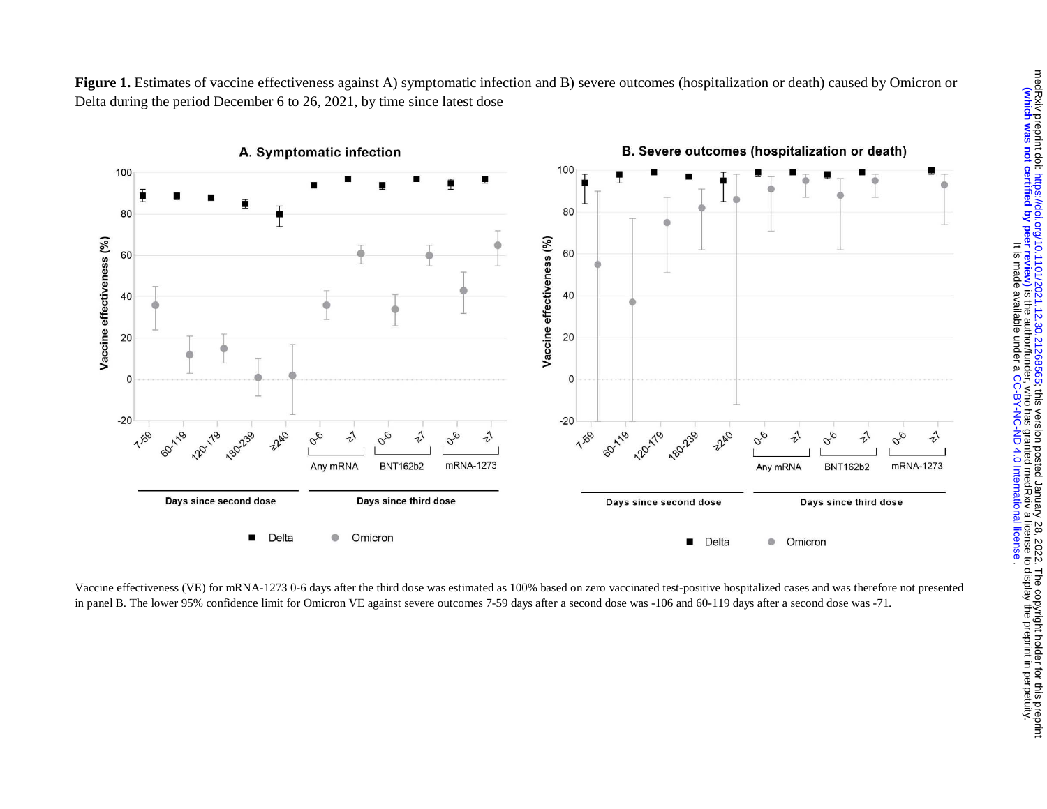**Figure 1.** Estimates of vaccine effectiveness against A) symptomatic infection and B) severe outcomes (hospitalization or death) caused by Omicron or Delta during the period December 6 to 26, 2021, by time since latest dose

Vaccine effectiveness (VE) for mRNA-1273 0-6 days after the third dose was estimated as 100% based on zero vaccinated test-positive hospitalized cases and was therefore not presented in panel B. The lower 95% confidence limit for Omicron VE against severe outcomes 7-59 days after a second dose was -106 and 60-119 days after a second dose was -71.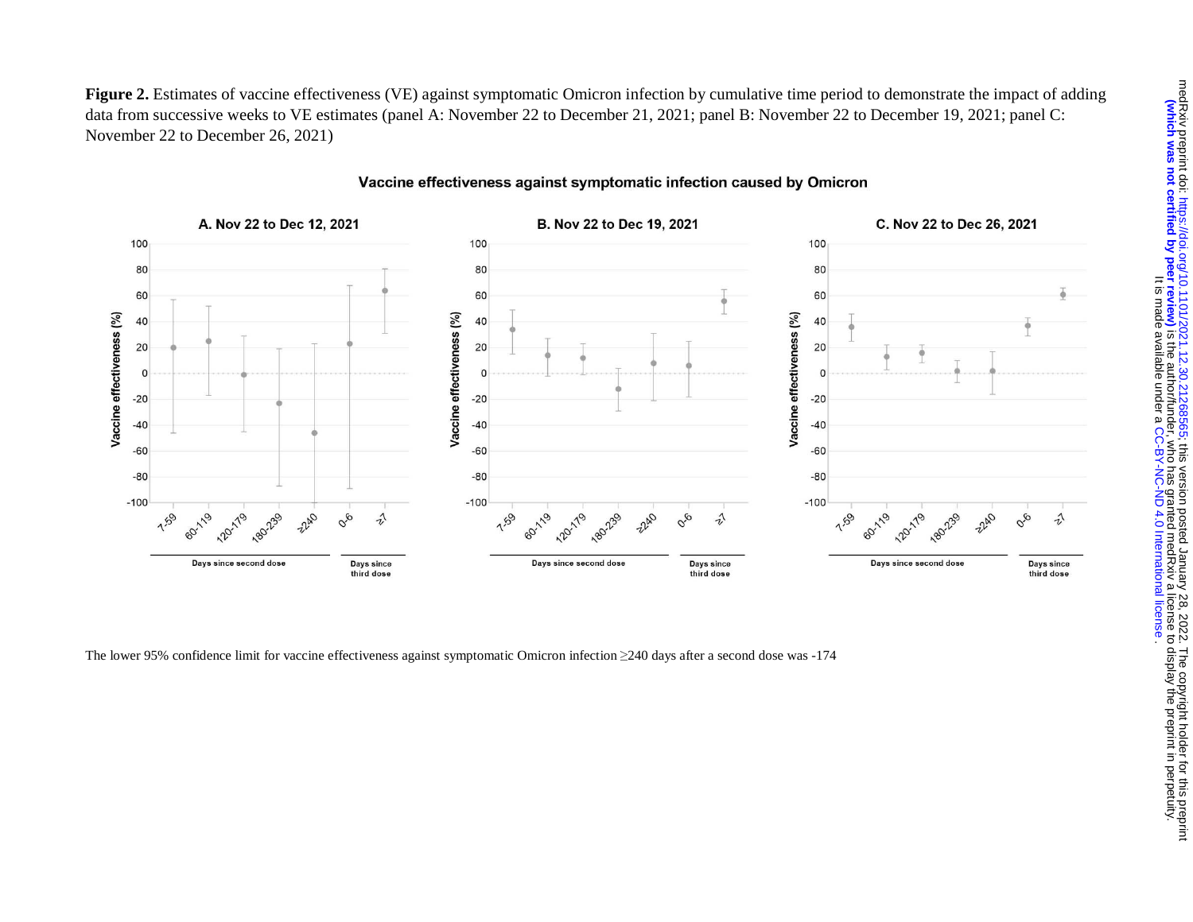**Figure 2.** Estimates of vaccine effectiveness (VE) against symptomatic Omicron infection by cumulative time period to demonstrate the impact of adding data from successive weeks to VE estimates (panel A: November 22 to December 21, 2021; panel B: November 22 to December 19, 2021; panel C: November 22 to December 26, 2021)

Vaccine effectiveness against symptomatic infection caused by Omicron

A. Nov 22 to Dec 12, 2021

B. Nov 22 to Dec 19, 2021

C. Nov 22 to Dec 26, 2021

Vaccine effectiveness (%)

100
80
60
40
20
0
-20
-40
-60
-80
-100

7-59
60-119
120-179
180-239
≥240
0-6
≥7

Days since second dose

Days since third dose

The lower 95% confidence limit for vaccine effectiveness against symptomatic Omicron infection ≥240 days after a second dose was -174